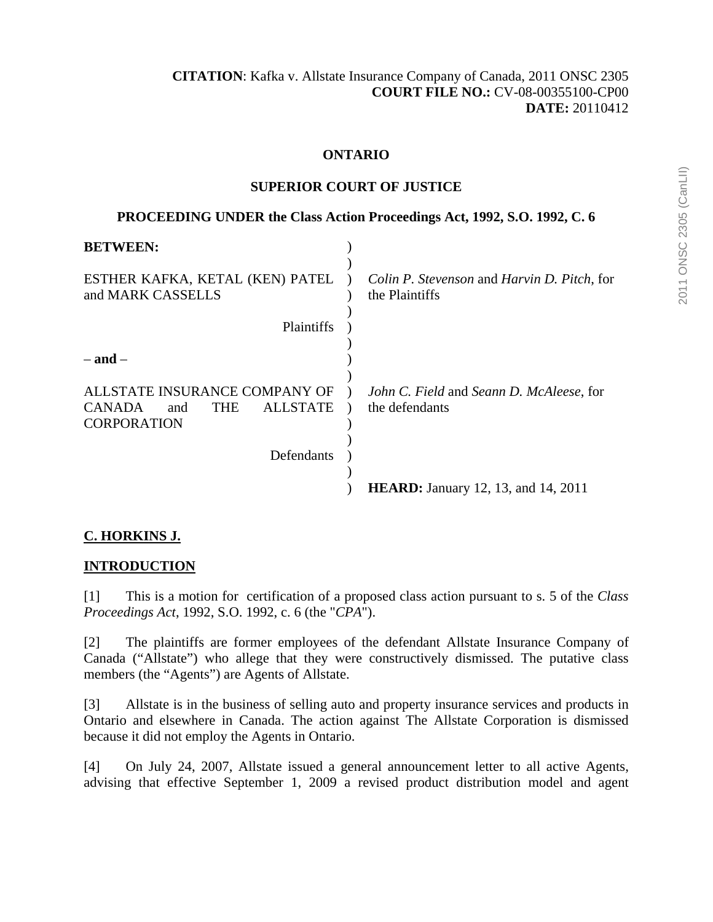**CITATION**: Kafka v. Allstate Insurance Company of Canada, 2011 ONSC 2305
**COURT FILE NO.:** CV-08-00355100-CP00
**DATE:** 20110412

**ONTARIO**

**SUPERIOR COURT OF JUSTICE**

**PROCEEDING UNDER the Class Action Proceedings Act, 1992, S.O. 1992, C. 6**

| | |
|---|---|
| **BETWEEN:** | |
| ESTHER KAFKA, KETAL (KEN) PATEL and MARK CASSELLS | *Colin P. Stevenson* and *Harvin D. Pitch*, for the Plaintiffs |
| Plaintiffs | |
| **– and –** | |
| ALLSTATE INSURANCE COMPANY OF CANADA and THE ALLSTATE CORPORATION | *John C. Field* and *Seann D. McAleese*, for the defendants |
| Defendants | |
| | **HEARD:** January 12, 13, and 14, 2011 |

**C. HORKINS J.**

## INTRODUCTION

[1] This is a motion for certification of a proposed class action pursuant to s. 5 of the *Class Proceedings Act*, 1992, S.O. 1992, c. 6 (the "*CPA*").

[2] The plaintiffs are former employees of the defendant Allstate Insurance Company of Canada ("Allstate") who allege that they were constructively dismissed. The putative class members (the "Agents") are Agents of Allstate.

[3] Allstate is in the business of selling auto and property insurance services and products in Ontario and elsewhere in Canada. The action against The Allstate Corporation is dismissed because it did not employ the Agents in Ontario.

[4] On July 24, 2007, Allstate issued a general announcement letter to all active Agents, advising that effective September 1, 2009 a revised product distribution model and agent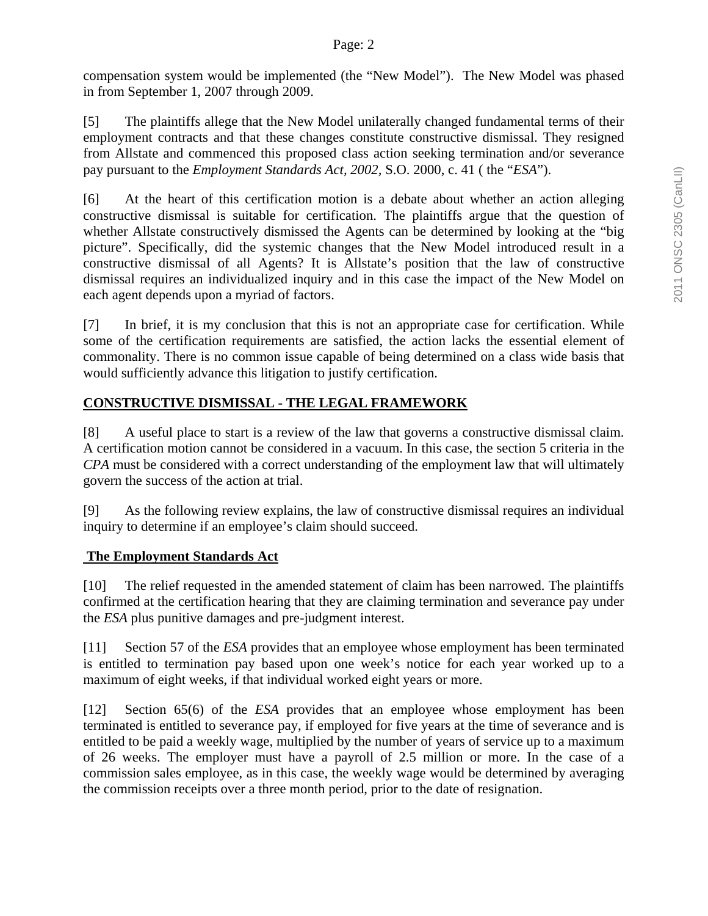compensation system would be implemented (the "New Model"). The New Model was phased in from September 1, 2007 through 2009.

[5] The plaintiffs allege that the New Model unilaterally changed fundamental terms of their employment contracts and that these changes constitute constructive dismissal. They resigned from Allstate and commenced this proposed class action seeking termination and/or severance pay pursuant to the *Employment Standards Act, 2002*, S.O. 2000, c. 41 ( the "*ESA*").

[6] At the heart of this certification motion is a debate about whether an action alleging constructive dismissal is suitable for certification. The plaintiffs argue that the question of whether Allstate constructively dismissed the Agents can be determined by looking at the "big picture". Specifically, did the systemic changes that the New Model introduced result in a constructive dismissal of all Agents? It is Allstate's position that the law of constructive dismissal requires an individualized inquiry and in this case the impact of the New Model on each agent depends upon a myriad of factors.

[7] In brief, it is my conclusion that this is not an appropriate case for certification. While some of the certification requirements are satisfied, the action lacks the essential element of commonality. There is no common issue capable of being determined on a class wide basis that would sufficiently advance this litigation to justify certification.

## CONSTRUCTIVE DISMISSAL - THE LEGAL FRAMEWORK

[8] A useful place to start is a review of the law that governs a constructive dismissal claim. A certification motion cannot be considered in a vacuum. In this case, the section 5 criteria in the *CPA* must be considered with a correct understanding of the employment law that will ultimately govern the success of the action at trial.

[9] As the following review explains, the law of constructive dismissal requires an individual inquiry to determine if an employee's claim should succeed.

### The Employment Standards Act

[10] The relief requested in the amended statement of claim has been narrowed. The plaintiffs confirmed at the certification hearing that they are claiming termination and severance pay under the *ESA* plus punitive damages and pre-judgment interest.

[11] Section 57 of the *ESA* provides that an employee whose employment has been terminated is entitled to termination pay based upon one week's notice for each year worked up to a maximum of eight weeks, if that individual worked eight years or more.

[12] Section 65(6) of the *ESA* provides that an employee whose employment has been terminated is entitled to severance pay, if employed for five years at the time of severance and is entitled to be paid a weekly wage, multiplied by the number of years of service up to a maximum of 26 weeks. The employer must have a payroll of 2.5 million or more. In the case of a commission sales employee, as in this case, the weekly wage would be determined by averaging the commission receipts over a three month period, prior to the date of resignation.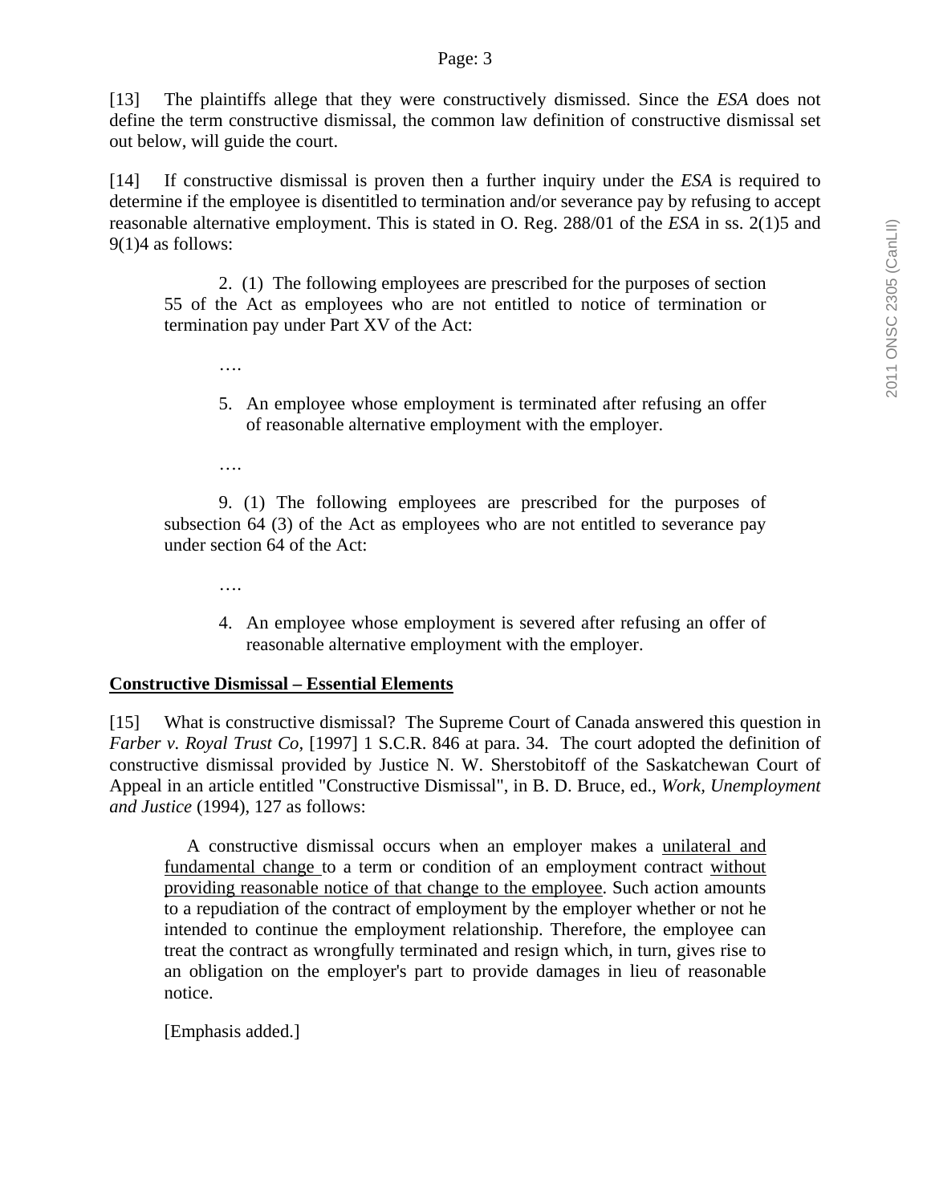[13] The plaintiffs allege that they were constructively dismissed. Since the *ESA* does not define the term constructive dismissal, the common law definition of constructive dismissal set out below, will guide the court.

[14] If constructive dismissal is proven then a further inquiry under the *ESA* is required to determine if the employee is disentitled to termination and/or severance pay by refusing to accept reasonable alternative employment. This is stated in O. Reg. 288/01 of the *ESA* in ss. 2(1)5 and 9(1)4 as follows:

> 2. (1) The following employees are prescribed for the purposes of section 55 of the Act as employees who are not entitled to notice of termination or termination pay under Part XV of the Act:
>
> ….
>
> 5. An employee whose employment is terminated after refusing an offer of reasonable alternative employment with the employer.
>
> ….
>
> 9. (1) The following employees are prescribed for the purposes of subsection 64 (3) of the Act as employees who are not entitled to severance pay under section 64 of the Act:
>
> ….
>
> 4. An employee whose employment is severed after refusing an offer of reasonable alternative employment with the employer.

**Constructive Dismissal – Essential Elements**

[15] What is constructive dismissal? The Supreme Court of Canada answered this question in *Farber v. Royal Trust Co*, [1997] 1 S.C.R. 846 at para. 34. The court adopted the definition of constructive dismissal provided by Justice N. W. Sherstobitoff of the Saskatchewan Court of Appeal in an article entitled "Constructive Dismissal", in B. D. Bruce, ed., *Work, Unemployment and Justice* (1994), 127 as follows:

> A constructive dismissal occurs when an employer makes a unilateral and fundamental change to a term or condition of an employment contract without providing reasonable notice of that change to the employee. Such action amounts to a repudiation of the contract of employment by the employer whether or not he intended to continue the employment relationship. Therefore, the employee can treat the contract as wrongfully terminated and resign which, in turn, gives rise to an obligation on the employer's part to provide damages in lieu of reasonable notice.
>
> [Emphasis added.]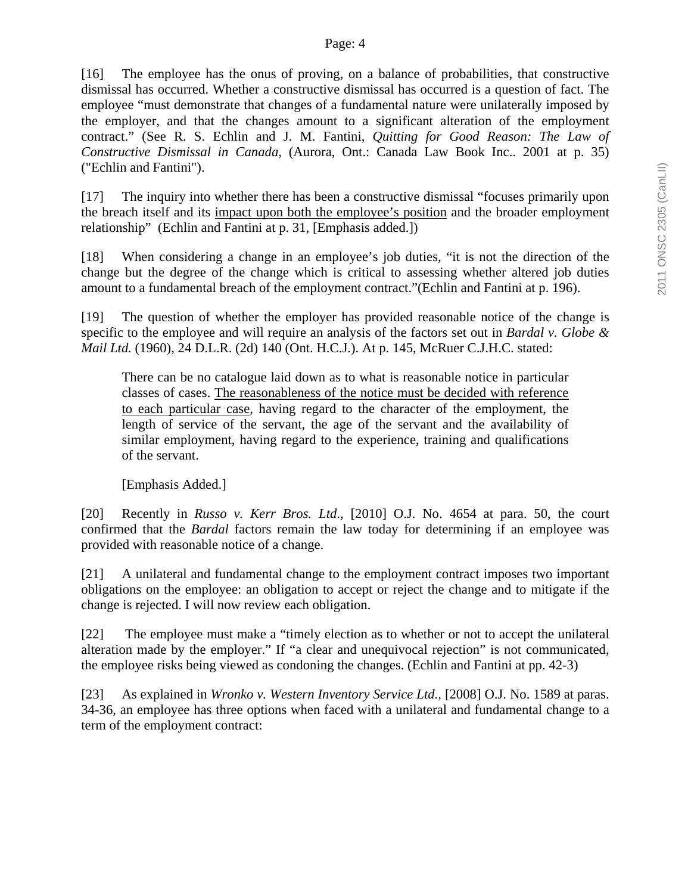[16] The employee has the onus of proving, on a balance of probabilities, that constructive dismissal has occurred. Whether a constructive dismissal has occurred is a question of fact. The employee "must demonstrate that changes of a fundamental nature were unilaterally imposed by the employer, and that the changes amount to a significant alteration of the employment contract." (See R. S. Echlin and J. M. Fantini, *Quitting for Good Reason: The Law of Constructive Dismissal in Canada*, (Aurora, Ont.: Canada Law Book Inc.. 2001 at p. 35) ("Echlin and Fantini").

[17] The inquiry into whether there has been a constructive dismissal "focuses primarily upon the breach itself and its <u>impact upon both the employee's position</u> and the broader employment relationship" (Echlin and Fantini at p. 31, [Emphasis added.])

[18] When considering a change in an employee's job duties, "it is not the direction of the change but the degree of the change which is critical to assessing whether altered job duties amount to a fundamental breach of the employment contract."(Echlin and Fantini at p. 196).

[19] The question of whether the employer has provided reasonable notice of the change is specific to the employee and will require an analysis of the factors set out in *Bardal v. Globe & Mail Ltd.* (1960), 24 D.L.R. (2d) 140 (Ont. H.C.J.). At p. 145, McRuer C.J.H.C. stated:

> There can be no catalogue laid down as to what is reasonable notice in particular classes of cases. <u>The reasonableness of the notice must be decided with reference to each particular case</u>, having regard to the character of the employment, the length of service of the servant, the age of the servant and the availability of similar employment, having regard to the experience, training and qualifications of the servant.
>
> [Emphasis Added.]

[20] Recently in *Russo v. Kerr Bros. Ltd*., [2010] O.J. No. 4654 at para. 50, the court confirmed that the *Bardal* factors remain the law today for determining if an employee was provided with reasonable notice of a change.

[21] A unilateral and fundamental change to the employment contract imposes two important obligations on the employee: an obligation to accept or reject the change and to mitigate if the change is rejected. I will now review each obligation.

[22] The employee must make a "timely election as to whether or not to accept the unilateral alteration made by the employer." If "a clear and unequivocal rejection" is not communicated, the employee risks being viewed as condoning the changes. (Echlin and Fantini at pp. 42-3)

[23] As explained in *Wronko v. Western Inventory Service Ltd.*, [2008] O.J. No. 1589 at paras. 34-36, an employee has three options when faced with a unilateral and fundamental change to a term of the employment contract: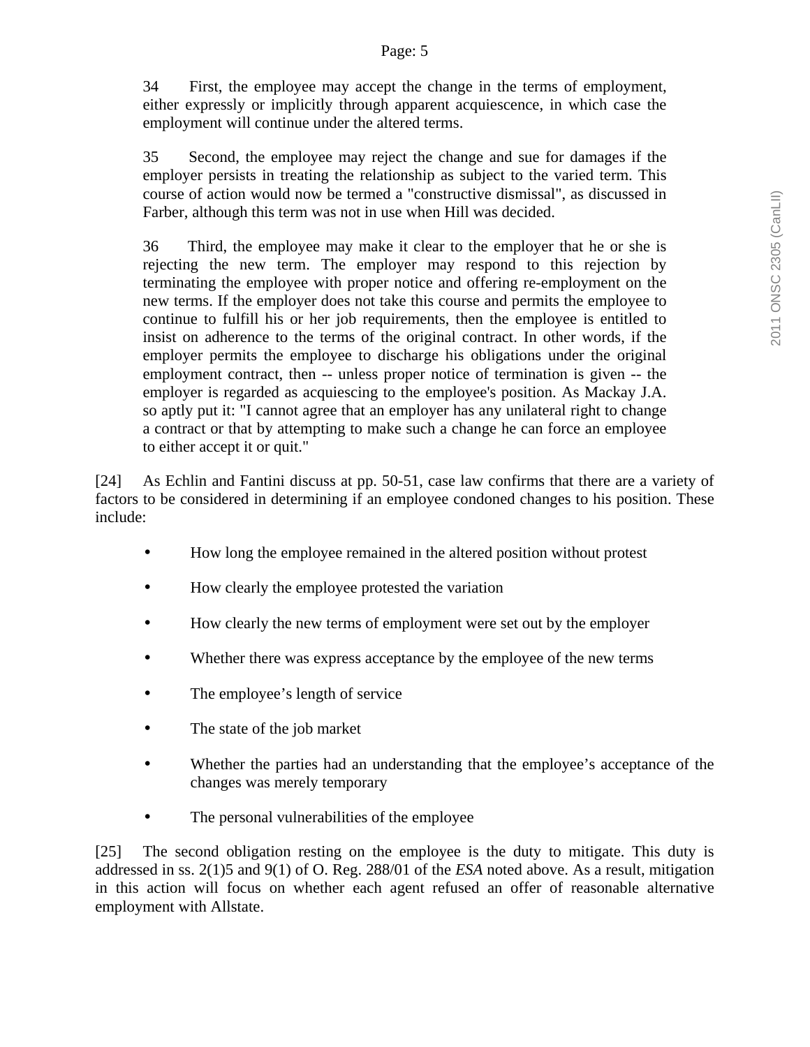> 34 First, the employee may accept the change in the terms of employment, either expressly or implicitly through apparent acquiescence, in which case the employment will continue under the altered terms.
>
> 35 Second, the employee may reject the change and sue for damages if the employer persists in treating the relationship as subject to the varied term. This course of action would now be termed a "constructive dismissal", as discussed in Farber, although this term was not in use when Hill was decided.
>
> 36 Third, the employee may make it clear to the employer that he or she is rejecting the new term. The employer may respond to this rejection by terminating the employee with proper notice and offering re-employment on the new terms. If the employer does not take this course and permits the employee to continue to fulfill his or her job requirements, then the employee is entitled to insist on adherence to the terms of the original contract. In other words, if the employer permits the employee to discharge his obligations under the original employment contract, then -- unless proper notice of termination is given -- the employer is regarded as acquiescing to the employee's position. As Mackay J.A. so aptly put it: "I cannot agree that an employer has any unilateral right to change a contract or that by attempting to make such a change he can force an employee to either accept it or quit."

[24] As Echlin and Fantini discuss at pp. 50-51, case law confirms that there are a variety of factors to be considered in determining if an employee condoned changes to his position. These include:

- How long the employee remained in the altered position without protest
- How clearly the employee protested the variation
- How clearly the new terms of employment were set out by the employer
- Whether there was express acceptance by the employee of the new terms
- The employee's length of service
- The state of the job market
- Whether the parties had an understanding that the employee's acceptance of the changes was merely temporary
- The personal vulnerabilities of the employee

[25] The second obligation resting on the employee is the duty to mitigate. This duty is addressed in ss. 2(1)5 and 9(1) of O. Reg. 288/01 of the *ESA* noted above. As a result, mitigation in this action will focus on whether each agent refused an offer of reasonable alternative employment with Allstate.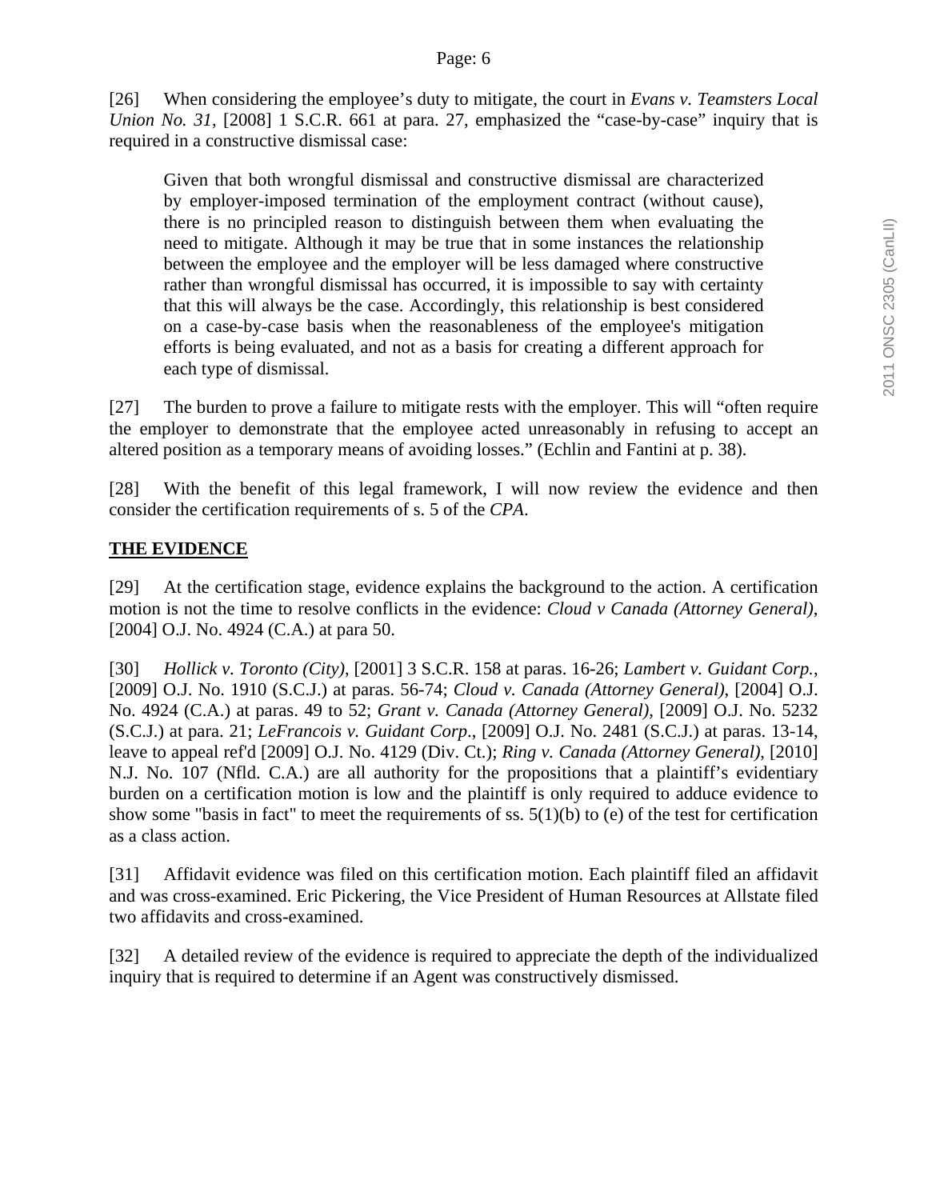[26] When considering the employee's duty to mitigate, the court in *Evans v. Teamsters Local Union No. 31*, [2008] 1 S.C.R. 661 at para. 27, emphasized the "case-by-case" inquiry that is required in a constructive dismissal case:

> Given that both wrongful dismissal and constructive dismissal are characterized by employer-imposed termination of the employment contract (without cause), there is no principled reason to distinguish between them when evaluating the need to mitigate. Although it may be true that in some instances the relationship between the employee and the employer will be less damaged where constructive rather than wrongful dismissal has occurred, it is impossible to say with certainty that this will always be the case. Accordingly, this relationship is best considered on a case-by-case basis when the reasonableness of the employee's mitigation efforts is being evaluated, and not as a basis for creating a different approach for each type of dismissal.

[27] The burden to prove a failure to mitigate rests with the employer. This will "often require the employer to demonstrate that the employee acted unreasonably in refusing to accept an altered position as a temporary means of avoiding losses." (Echlin and Fantini at p. 38).

[28] With the benefit of this legal framework, I will now review the evidence and then consider the certification requirements of s. 5 of the *CPA*.

## THE EVIDENCE

[29] At the certification stage, evidence explains the background to the action. A certification motion is not the time to resolve conflicts in the evidence: *Cloud v Canada (Attorney General)*, [2004] O.J. No. 4924 (C.A.) at para 50.

[30] *Hollick v. Toronto (City)*, [2001] 3 S.C.R. 158 at paras. 16-26; *Lambert v. Guidant Corp.*, [2009] O.J. No. 1910 (S.C.J.) at paras. 56-74; *Cloud v. Canada (Attorney General)*, [2004] O.J. No. 4924 (C.A.) at paras. 49 to 52; *Grant v. Canada (Attorney General)*, [2009] O.J. No. 5232 (S.C.J.) at para. 21; *LeFrancois v. Guidant Corp*., [2009] O.J. No. 2481 (S.C.J.) at paras. 13-14, leave to appeal ref'd [2009] O.J. No. 4129 (Div. Ct.); *Ring v. Canada (Attorney General)*, [2010] N.J. No. 107 (Nfld. C.A.) are all authority for the propositions that a plaintiff's evidentiary burden on a certification motion is low and the plaintiff is only required to adduce evidence to show some "basis in fact" to meet the requirements of ss. 5(1)(b) to (e) of the test for certification as a class action.

[31] Affidavit evidence was filed on this certification motion. Each plaintiff filed an affidavit and was cross-examined. Eric Pickering, the Vice President of Human Resources at Allstate filed two affidavits and cross-examined.

[32] A detailed review of the evidence is required to appreciate the depth of the individualized inquiry that is required to determine if an Agent was constructively dismissed.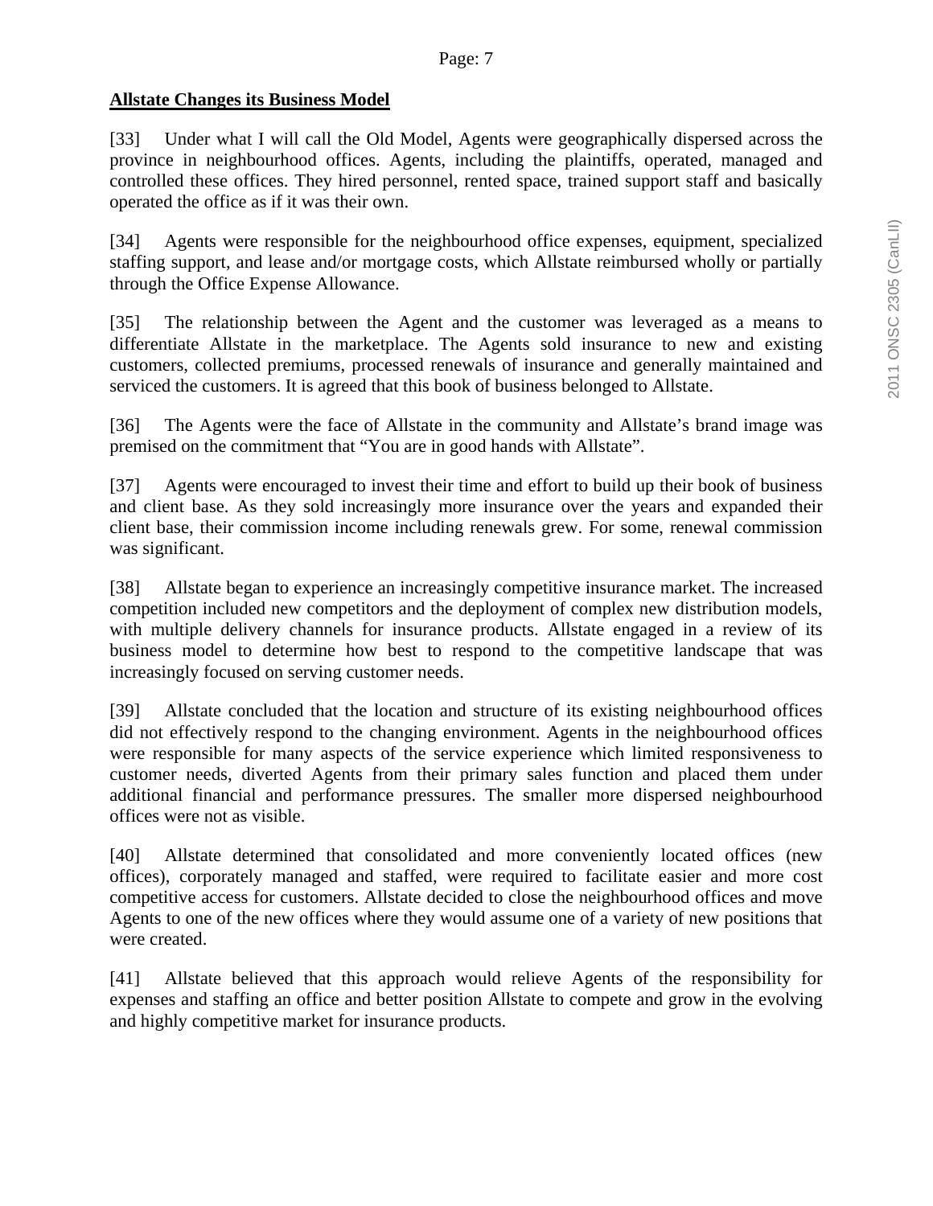**Allstate Changes its Business Model**

[33] Under what I will call the Old Model, Agents were geographically dispersed across the province in neighbourhood offices. Agents, including the plaintiffs, operated, managed and controlled these offices. They hired personnel, rented space, trained support staff and basically operated the office as if it was their own.

[34] Agents were responsible for the neighbourhood office expenses, equipment, specialized staffing support, and lease and/or mortgage costs, which Allstate reimbursed wholly or partially through the Office Expense Allowance.

[35] The relationship between the Agent and the customer was leveraged as a means to differentiate Allstate in the marketplace. The Agents sold insurance to new and existing customers, collected premiums, processed renewals of insurance and generally maintained and serviced the customers. It is agreed that this book of business belonged to Allstate.

[36] The Agents were the face of Allstate in the community and Allstate's brand image was premised on the commitment that "You are in good hands with Allstate".

[37] Agents were encouraged to invest their time and effort to build up their book of business and client base. As they sold increasingly more insurance over the years and expanded their client base, their commission income including renewals grew. For some, renewal commission was significant.

[38] Allstate began to experience an increasingly competitive insurance market. The increased competition included new competitors and the deployment of complex new distribution models, with multiple delivery channels for insurance products. Allstate engaged in a review of its business model to determine how best to respond to the competitive landscape that was increasingly focused on serving customer needs.

[39] Allstate concluded that the location and structure of its existing neighbourhood offices did not effectively respond to the changing environment. Agents in the neighbourhood offices were responsible for many aspects of the service experience which limited responsiveness to customer needs, diverted Agents from their primary sales function and placed them under additional financial and performance pressures. The smaller more dispersed neighbourhood offices were not as visible.

[40] Allstate determined that consolidated and more conveniently located offices (new offices), corporately managed and staffed, were required to facilitate easier and more cost competitive access for customers. Allstate decided to close the neighbourhood offices and move Agents to one of the new offices where they would assume one of a variety of new positions that were created.

[41] Allstate believed that this approach would relieve Agents of the responsibility for expenses and staffing an office and better position Allstate to compete and grow in the evolving and highly competitive market for insurance products.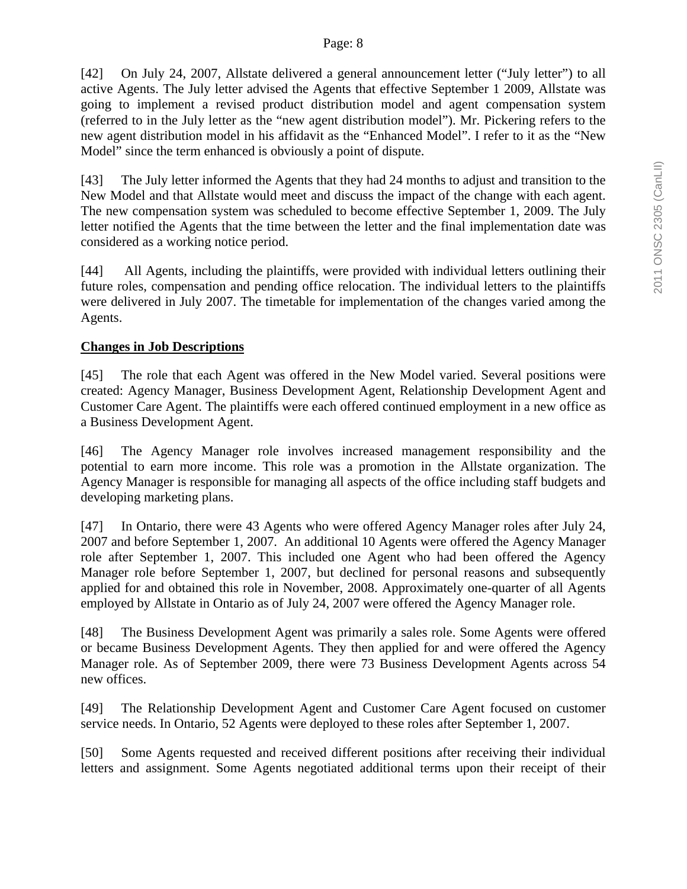[42] On July 24, 2007, Allstate delivered a general announcement letter ("July letter") to all active Agents. The July letter advised the Agents that effective September 1 2009, Allstate was going to implement a revised product distribution model and agent compensation system (referred to in the July letter as the "new agent distribution model"). Mr. Pickering refers to the new agent distribution model in his affidavit as the "Enhanced Model". I refer to it as the "New Model" since the term enhanced is obviously a point of dispute.

[43] The July letter informed the Agents that they had 24 months to adjust and transition to the New Model and that Allstate would meet and discuss the impact of the change with each agent. The new compensation system was scheduled to become effective September 1, 2009. The July letter notified the Agents that the time between the letter and the final implementation date was considered as a working notice period.

[44] All Agents, including the plaintiffs, were provided with individual letters outlining their future roles, compensation and pending office relocation. The individual letters to the plaintiffs were delivered in July 2007. The timetable for implementation of the changes varied among the Agents.

**Changes in Job Descriptions**

[45] The role that each Agent was offered in the New Model varied. Several positions were created: Agency Manager, Business Development Agent, Relationship Development Agent and Customer Care Agent. The plaintiffs were each offered continued employment in a new office as a Business Development Agent.

[46] The Agency Manager role involves increased management responsibility and the potential to earn more income. This role was a promotion in the Allstate organization. The Agency Manager is responsible for managing all aspects of the office including staff budgets and developing marketing plans.

[47] In Ontario, there were 43 Agents who were offered Agency Manager roles after July 24, 2007 and before September 1, 2007. An additional 10 Agents were offered the Agency Manager role after September 1, 2007. This included one Agent who had been offered the Agency Manager role before September 1, 2007, but declined for personal reasons and subsequently applied for and obtained this role in November, 2008. Approximately one-quarter of all Agents employed by Allstate in Ontario as of July 24, 2007 were offered the Agency Manager role.

[48] The Business Development Agent was primarily a sales role. Some Agents were offered or became Business Development Agents. They then applied for and were offered the Agency Manager role. As of September 2009, there were 73 Business Development Agents across 54 new offices.

[49] The Relationship Development Agent and Customer Care Agent focused on customer service needs. In Ontario, 52 Agents were deployed to these roles after September 1, 2007.

[50] Some Agents requested and received different positions after receiving their individual letters and assignment. Some Agents negotiated additional terms upon their receipt of their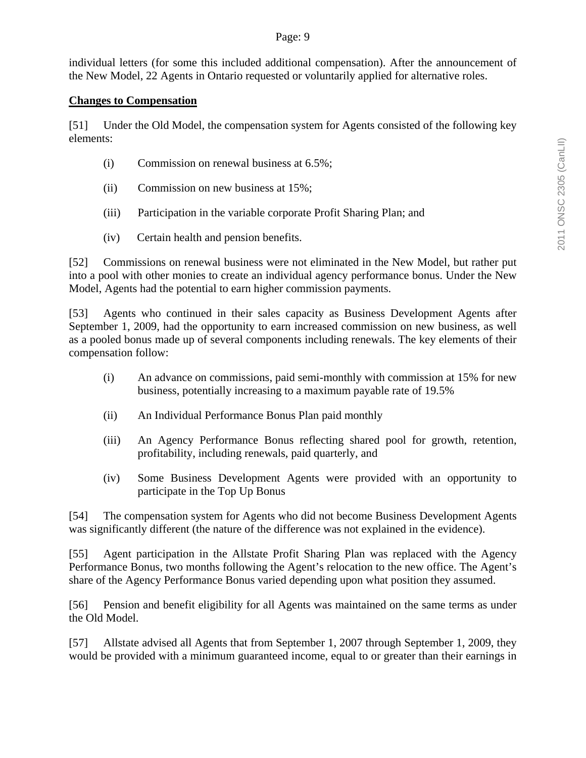individual letters (for some this included additional compensation). After the announcement of the New Model, 22 Agents in Ontario requested or voluntarily applied for alternative roles.

**Changes to Compensation**

[51] Under the Old Model, the compensation system for Agents consisted of the following key elements:

(i) Commission on renewal business at 6.5%;

(ii) Commission on new business at 15%;

(iii) Participation in the variable corporate Profit Sharing Plan; and

(iv) Certain health and pension benefits.

[52] Commissions on renewal business were not eliminated in the New Model, but rather put into a pool with other monies to create an individual agency performance bonus. Under the New Model, Agents had the potential to earn higher commission payments.

[53] Agents who continued in their sales capacity as Business Development Agents after September 1, 2009, had the opportunity to earn increased commission on new business, as well as a pooled bonus made up of several components including renewals. The key elements of their compensation follow:

(i) An advance on commissions, paid semi-monthly with commission at 15% for new business, potentially increasing to a maximum payable rate of 19.5%

(ii) An Individual Performance Bonus Plan paid monthly

(iii) An Agency Performance Bonus reflecting shared pool for growth, retention, profitability, including renewals, paid quarterly, and

(iv) Some Business Development Agents were provided with an opportunity to participate in the Top Up Bonus

[54] The compensation system for Agents who did not become Business Development Agents was significantly different (the nature of the difference was not explained in the evidence).

[55] Agent participation in the Allstate Profit Sharing Plan was replaced with the Agency Performance Bonus, two months following the Agent's relocation to the new office. The Agent's share of the Agency Performance Bonus varied depending upon what position they assumed.

[56] Pension and benefit eligibility for all Agents was maintained on the same terms as under the Old Model.

[57] Allstate advised all Agents that from September 1, 2007 through September 1, 2009, they would be provided with a minimum guaranteed income, equal to or greater than their earnings in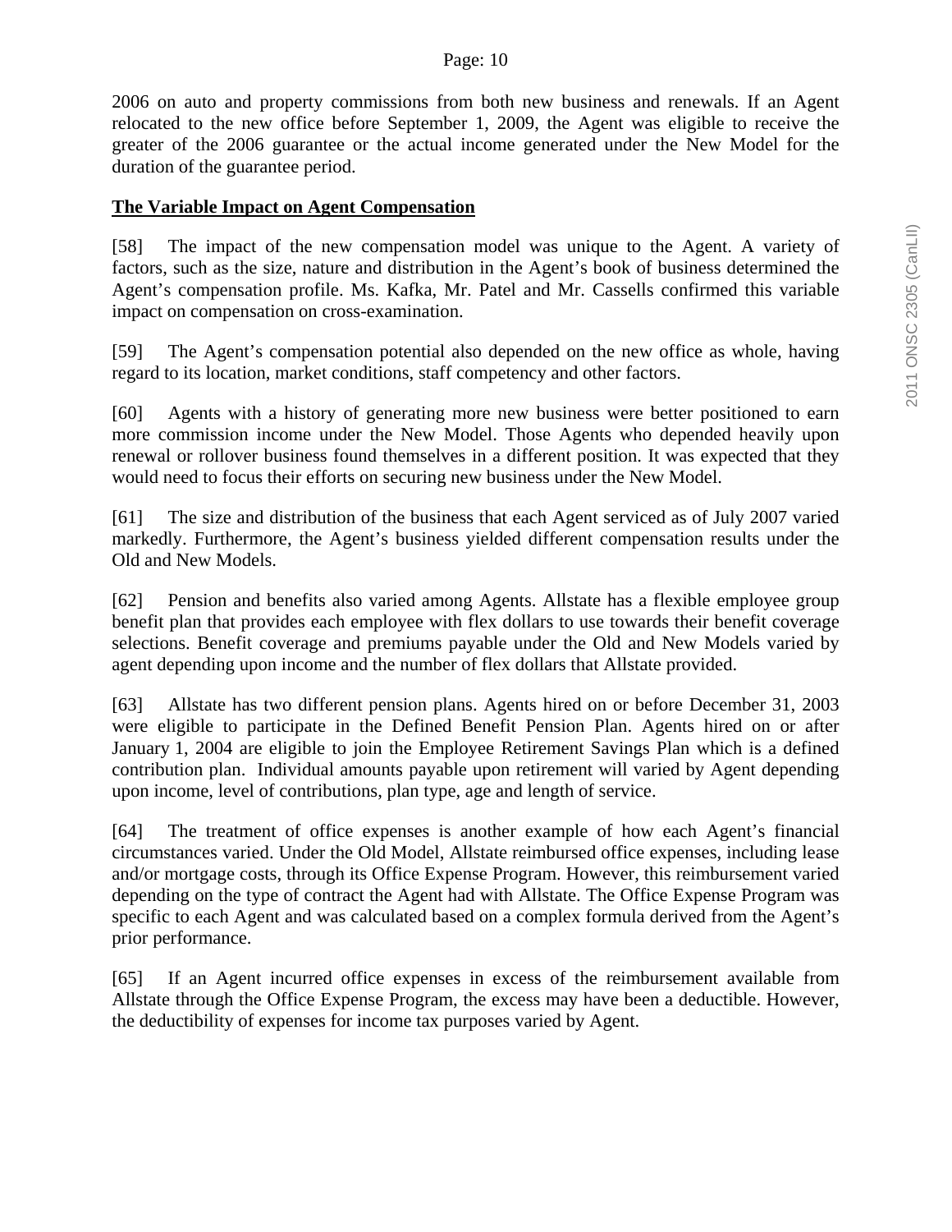2006 on auto and property commissions from both new business and renewals. If an Agent relocated to the new office before September 1, 2009, the Agent was eligible to receive the greater of the 2006 guarantee or the actual income generated under the New Model for the duration of the guarantee period.

## The Variable Impact on Agent Compensation

[58] The impact of the new compensation model was unique to the Agent. A variety of factors, such as the size, nature and distribution in the Agent's book of business determined the Agent's compensation profile. Ms. Kafka, Mr. Patel and Mr. Cassells confirmed this variable impact on compensation on cross-examination.

[59] The Agent's compensation potential also depended on the new office as whole, having regard to its location, market conditions, staff competency and other factors.

[60] Agents with a history of generating more new business were better positioned to earn more commission income under the New Model. Those Agents who depended heavily upon renewal or rollover business found themselves in a different position. It was expected that they would need to focus their efforts on securing new business under the New Model.

[61] The size and distribution of the business that each Agent serviced as of July 2007 varied markedly. Furthermore, the Agent's business yielded different compensation results under the Old and New Models.

[62] Pension and benefits also varied among Agents. Allstate has a flexible employee group benefit plan that provides each employee with flex dollars to use towards their benefit coverage selections. Benefit coverage and premiums payable under the Old and New Models varied by agent depending upon income and the number of flex dollars that Allstate provided.

[63] Allstate has two different pension plans. Agents hired on or before December 31, 2003 were eligible to participate in the Defined Benefit Pension Plan. Agents hired on or after January 1, 2004 are eligible to join the Employee Retirement Savings Plan which is a defined contribution plan. Individual amounts payable upon retirement will varied by Agent depending upon income, level of contributions, plan type, age and length of service.

[64] The treatment of office expenses is another example of how each Agent's financial circumstances varied. Under the Old Model, Allstate reimbursed office expenses, including lease and/or mortgage costs, through its Office Expense Program. However, this reimbursement varied depending on the type of contract the Agent had with Allstate. The Office Expense Program was specific to each Agent and was calculated based on a complex formula derived from the Agent's prior performance.

[65] If an Agent incurred office expenses in excess of the reimbursement available from Allstate through the Office Expense Program, the excess may have been a deductible. However, the deductibility of expenses for income tax purposes varied by Agent.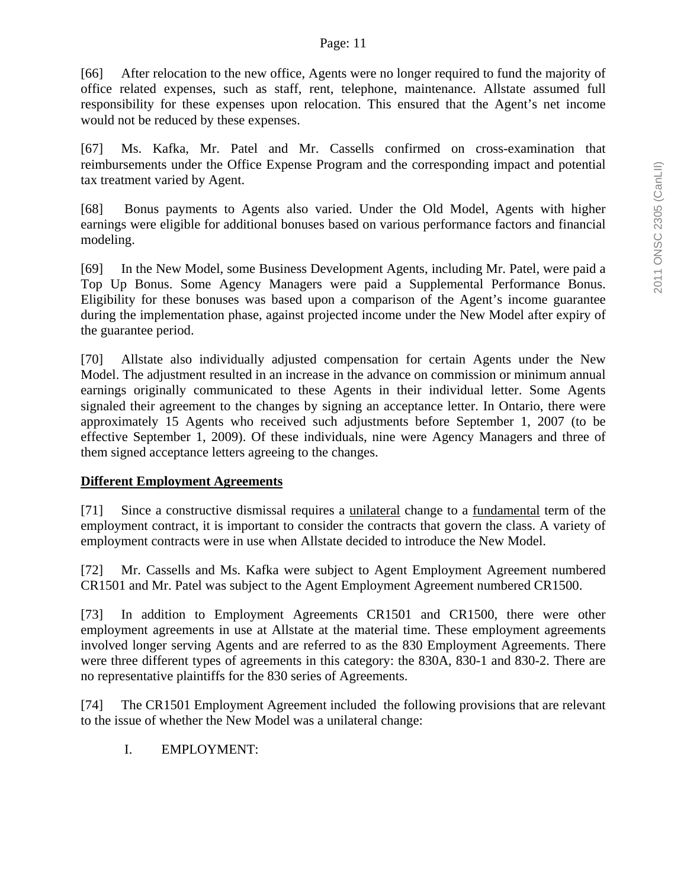[66] After relocation to the new office, Agents were no longer required to fund the majority of office related expenses, such as staff, rent, telephone, maintenance. Allstate assumed full responsibility for these expenses upon relocation. This ensured that the Agent's net income would not be reduced by these expenses.

[67] Ms. Kafka, Mr. Patel and Mr. Cassells confirmed on cross-examination that reimbursements under the Office Expense Program and the corresponding impact and potential tax treatment varied by Agent.

[68] Bonus payments to Agents also varied. Under the Old Model, Agents with higher earnings were eligible for additional bonuses based on various performance factors and financial modeling.

[69] In the New Model, some Business Development Agents, including Mr. Patel, were paid a Top Up Bonus. Some Agency Managers were paid a Supplemental Performance Bonus. Eligibility for these bonuses was based upon a comparison of the Agent's income guarantee during the implementation phase, against projected income under the New Model after expiry of the guarantee period.

[70] Allstate also individually adjusted compensation for certain Agents under the New Model. The adjustment resulted in an increase in the advance on commission or minimum annual earnings originally communicated to these Agents in their individual letter. Some Agents signaled their agreement to the changes by signing an acceptance letter. In Ontario, there were approximately 15 Agents who received such adjustments before September 1, 2007 (to be effective September 1, 2009). Of these individuals, nine were Agency Managers and three of them signed acceptance letters agreeing to the changes.

**<u>Different Employment Agreements</u>**

[71] Since a constructive dismissal requires a <u>unilateral</u> change to a <u>fundamental</u> term of the employment contract, it is important to consider the contracts that govern the class. A variety of employment contracts were in use when Allstate decided to introduce the New Model.

[72] Mr. Cassells and Ms. Kafka were subject to Agent Employment Agreement numbered CR1501 and Mr. Patel was subject to the Agent Employment Agreement numbered CR1500.

[73] In addition to Employment Agreements CR1501 and CR1500, there were other employment agreements in use at Allstate at the material time. These employment agreements involved longer serving Agents and are referred to as the 830 Employment Agreements. There were three different types of agreements in this category: the 830A, 830-1 and 830-2. There are no representative plaintiffs for the 830 series of Agreements.

[74] The CR1501 Employment Agreement included the following provisions that are relevant to the issue of whether the New Model was a unilateral change:

I. EMPLOYMENT: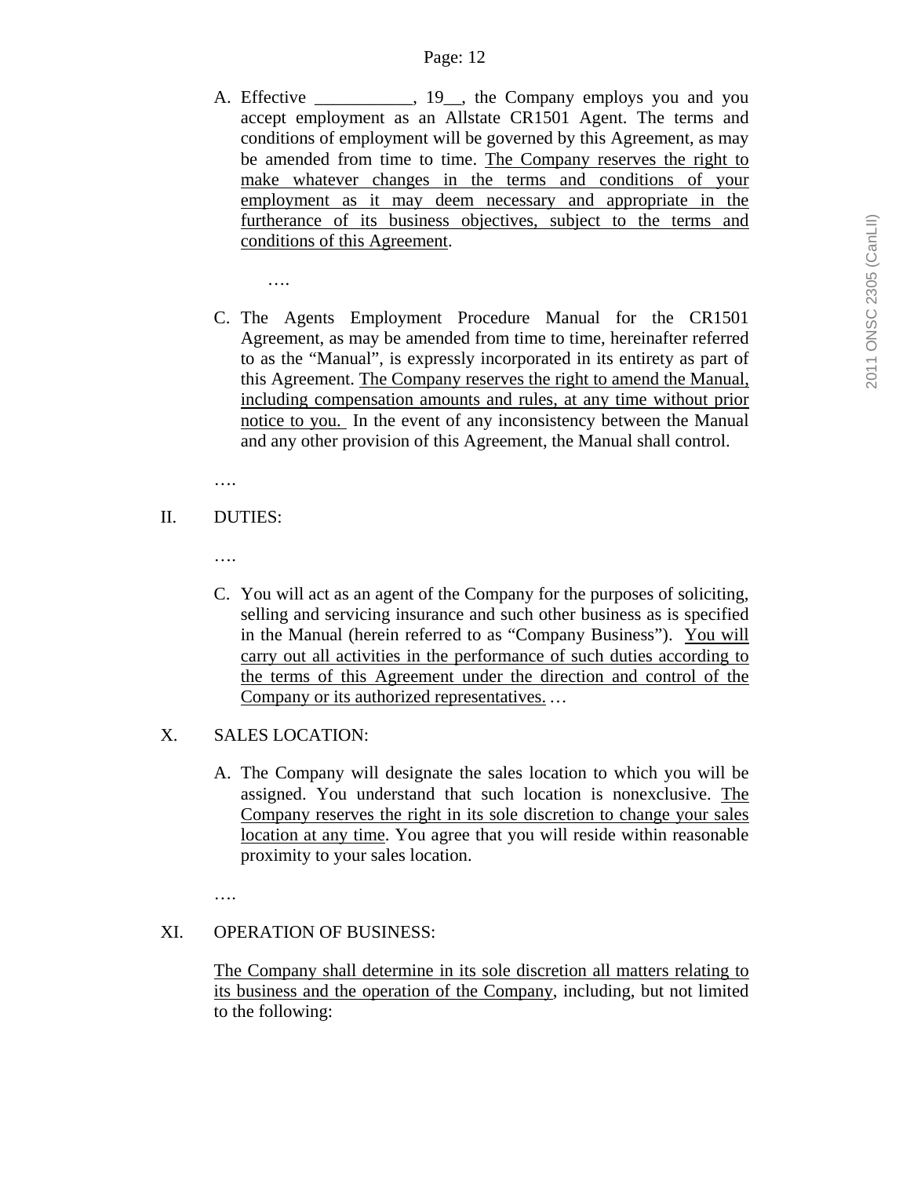A. Effective ___________, 19__, the Company employs you and you accept employment as an Allstate CR1501 Agent. The terms and conditions of employment will be governed by this Agreement, as may be amended from time to time. <u>The Company reserves the right to make whatever changes in the terms and conditions of your employment as it may deem necessary and appropriate in the furtherance of its business objectives, subject to the terms and conditions of this Agreement</u>.

….

C. The Agents Employment Procedure Manual for the CR1501 Agreement, as may be amended from time to time, hereinafter referred to as the "Manual", is expressly incorporated in its entirety as part of this Agreement. <u>The Company reserves the right to amend the Manual, including compensation amounts and rules, at any time without prior notice to you.</u> In the event of any inconsistency between the Manual and any other provision of this Agreement, the Manual shall control.

….

II. DUTIES:

….

C. You will act as an agent of the Company for the purposes of soliciting, selling and servicing insurance and such other business as is specified in the Manual (herein referred to as "Company Business"). <u>You will carry out all activities in the performance of such duties according to the terms of this Agreement under the direction and control of the Company or its authorized representatives.</u> …

X. SALES LOCATION:

A. The Company will designate the sales location to which you will be assigned. You understand that such location is nonexclusive. <u>The Company reserves the right in its sole discretion to change your sales location at any time</u>. You agree that you will reside within reasonable proximity to your sales location.

….

XI. OPERATION OF BUSINESS:

<u>The Company shall determine in its sole discretion all matters relating to its business and the operation of the Company</u>, including, but not limited to the following: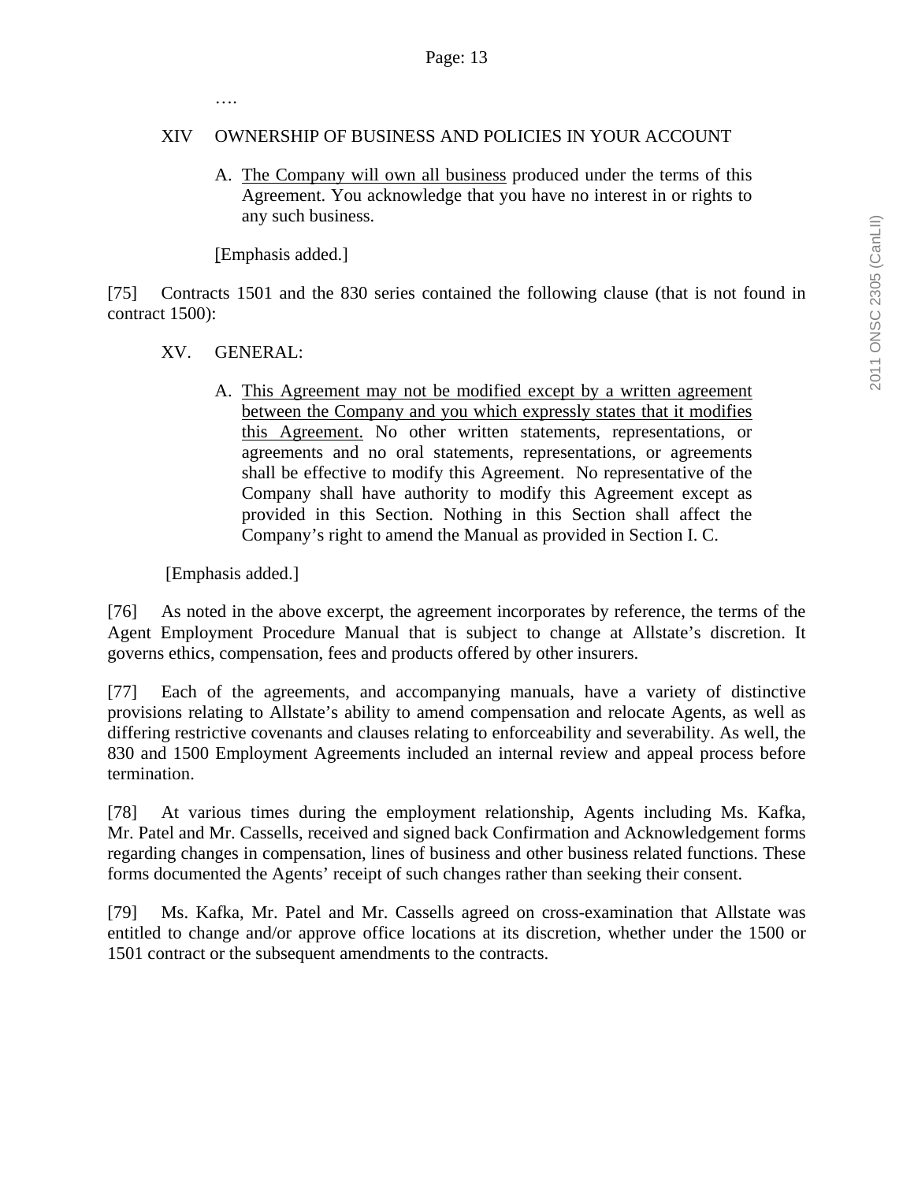….

XIV OWNERSHIP OF BUSINESS AND POLICIES IN YOUR ACCOUNT

> A. <u>The Company will own all business</u> produced under the terms of this Agreement. You acknowledge that you have no interest in or rights to any such business.
>
> [Emphasis added.]

[75] Contracts 1501 and the 830 series contained the following clause (that is not found in contract 1500):

XV. GENERAL:

> A. <u>This Agreement may not be modified except by a written agreement between the Company and you which expressly states that it modifies this Agreement.</u> No other written statements, representations, or agreements and no oral statements, representations, or agreements shall be effective to modify this Agreement. No representative of the Company shall have authority to modify this Agreement except as provided in this Section. Nothing in this Section shall affect the Company's right to amend the Manual as provided in Section I. C.
>
> [Emphasis added.]

[76] As noted in the above excerpt, the agreement incorporates by reference, the terms of the Agent Employment Procedure Manual that is subject to change at Allstate's discretion. It governs ethics, compensation, fees and products offered by other insurers.

[77] Each of the agreements, and accompanying manuals, have a variety of distinctive provisions relating to Allstate's ability to amend compensation and relocate Agents, as well as differing restrictive covenants and clauses relating to enforceability and severability. As well, the 830 and 1500 Employment Agreements included an internal review and appeal process before termination.

[78] At various times during the employment relationship, Agents including Ms. Kafka, Mr. Patel and Mr. Cassells, received and signed back Confirmation and Acknowledgement forms regarding changes in compensation, lines of business and other business related functions. These forms documented the Agents' receipt of such changes rather than seeking their consent.

[79] Ms. Kafka, Mr. Patel and Mr. Cassells agreed on cross-examination that Allstate was entitled to change and/or approve office locations at its discretion, whether under the 1500 or 1501 contract or the subsequent amendments to the contracts.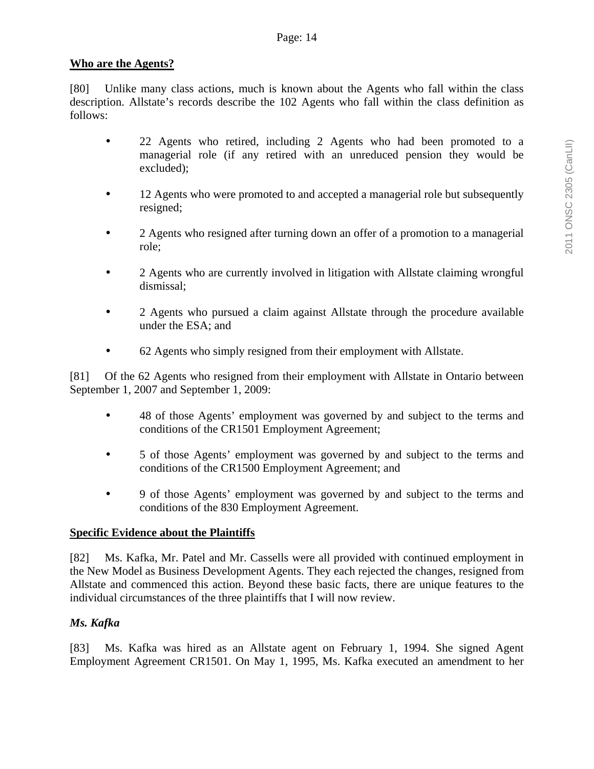**Who are the Agents?**

[80] Unlike many class actions, much is known about the Agents who fall within the class description. Allstate's records describe the 102 Agents who fall within the class definition as follows:

- 22 Agents who retired, including 2 Agents who had been promoted to a managerial role (if any retired with an unreduced pension they would be excluded);
- 12 Agents who were promoted to and accepted a managerial role but subsequently resigned;
- 2 Agents who resigned after turning down an offer of a promotion to a managerial role;
- 2 Agents who are currently involved in litigation with Allstate claiming wrongful dismissal;
- 2 Agents who pursued a claim against Allstate through the procedure available under the ESA; and
- 62 Agents who simply resigned from their employment with Allstate.

[81] Of the 62 Agents who resigned from their employment with Allstate in Ontario between September 1, 2007 and September 1, 2009:

- 48 of those Agents' employment was governed by and subject to the terms and conditions of the CR1501 Employment Agreement;
- 5 of those Agents' employment was governed by and subject to the terms and conditions of the CR1500 Employment Agreement; and
- 9 of those Agents' employment was governed by and subject to the terms and conditions of the 830 Employment Agreement.

**Specific Evidence about the Plaintiffs**

[82] Ms. Kafka, Mr. Patel and Mr. Cassells were all provided with continued employment in the New Model as Business Development Agents. They each rejected the changes, resigned from Allstate and commenced this action. Beyond these basic facts, there are unique features to the individual circumstances of the three plaintiffs that I will now review.

***Ms. Kafka***

[83] Ms. Kafka was hired as an Allstate agent on February 1, 1994. She signed Agent Employment Agreement CR1501. On May 1, 1995, Ms. Kafka executed an amendment to her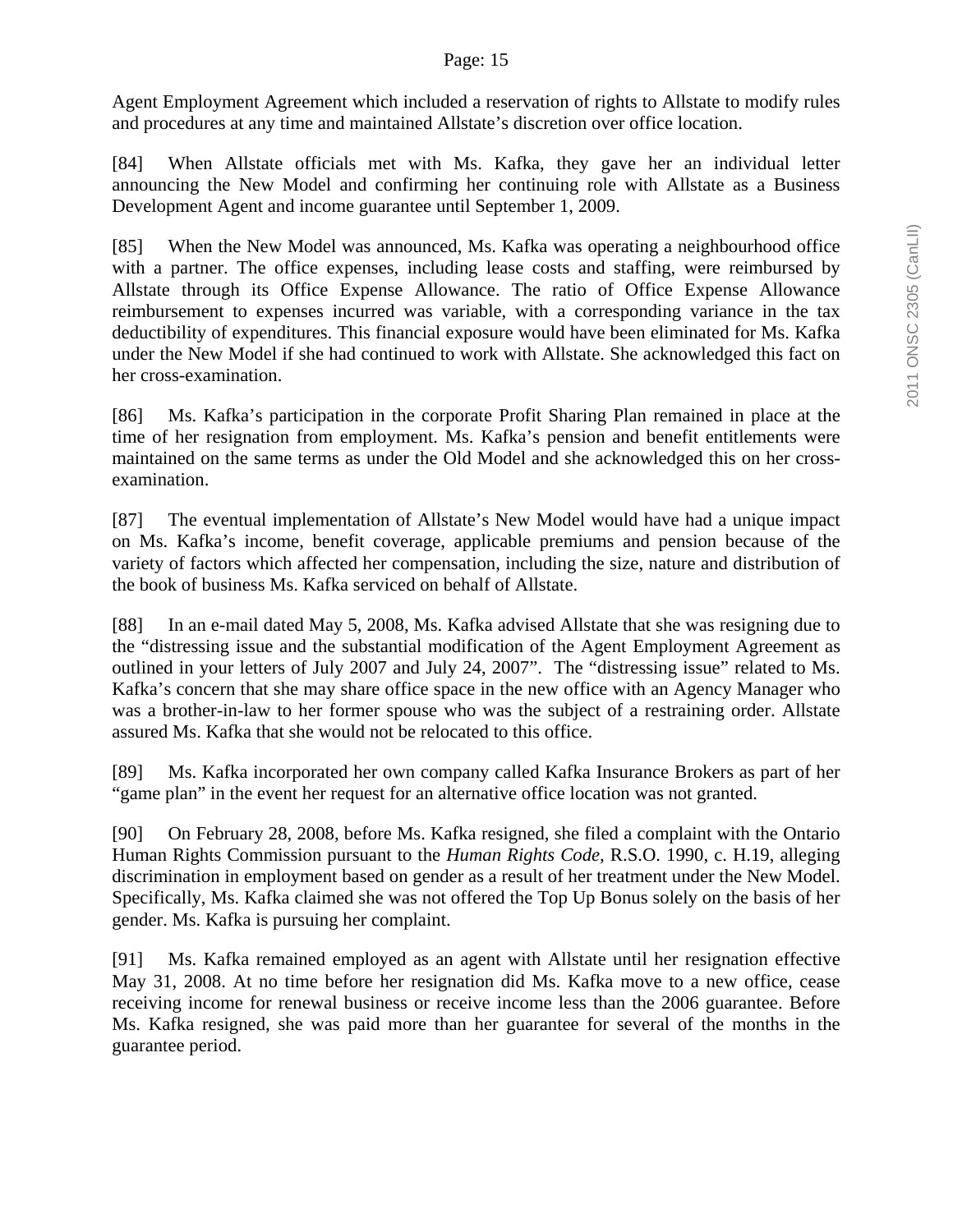Agent Employment Agreement which included a reservation of rights to Allstate to modify rules and procedures at any time and maintained Allstate's discretion over office location.

[84] When Allstate officials met with Ms. Kafka, they gave her an individual letter announcing the New Model and confirming her continuing role with Allstate as a Business Development Agent and income guarantee until September 1, 2009.

[85] When the New Model was announced, Ms. Kafka was operating a neighbourhood office with a partner. The office expenses, including lease costs and staffing, were reimbursed by Allstate through its Office Expense Allowance. The ratio of Office Expense Allowance reimbursement to expenses incurred was variable, with a corresponding variance in the tax deductibility of expenditures. This financial exposure would have been eliminated for Ms. Kafka under the New Model if she had continued to work with Allstate. She acknowledged this fact on her cross-examination.

[86] Ms. Kafka's participation in the corporate Profit Sharing Plan remained in place at the time of her resignation from employment. Ms. Kafka's pension and benefit entitlements were maintained on the same terms as under the Old Model and she acknowledged this on her cross-examination.

[87] The eventual implementation of Allstate's New Model would have had a unique impact on Ms. Kafka's income, benefit coverage, applicable premiums and pension because of the variety of factors which affected her compensation, including the size, nature and distribution of the book of business Ms. Kafka serviced on behalf of Allstate.

[88] In an e-mail dated May 5, 2008, Ms. Kafka advised Allstate that she was resigning due to the "distressing issue and the substantial modification of the Agent Employment Agreement as outlined in your letters of July 2007 and July 24, 2007". The "distressing issue" related to Ms. Kafka's concern that she may share office space in the new office with an Agency Manager who was a brother-in-law to her former spouse who was the subject of a restraining order. Allstate assured Ms. Kafka that she would not be relocated to this office.

[89] Ms. Kafka incorporated her own company called Kafka Insurance Brokers as part of her "game plan" in the event her request for an alternative office location was not granted.

[90] On February 28, 2008, before Ms. Kafka resigned, she filed a complaint with the Ontario Human Rights Commission pursuant to the *Human Rights Code*, R.S.O. 1990, c. H.19, alleging discrimination in employment based on gender as a result of her treatment under the New Model. Specifically, Ms. Kafka claimed she was not offered the Top Up Bonus solely on the basis of her gender. Ms. Kafka is pursuing her complaint.

[91] Ms. Kafka remained employed as an agent with Allstate until her resignation effective May 31, 2008. At no time before her resignation did Ms. Kafka move to a new office, cease receiving income for renewal business or receive income less than the 2006 guarantee. Before Ms. Kafka resigned, she was paid more than her guarantee for several of the months in the guarantee period.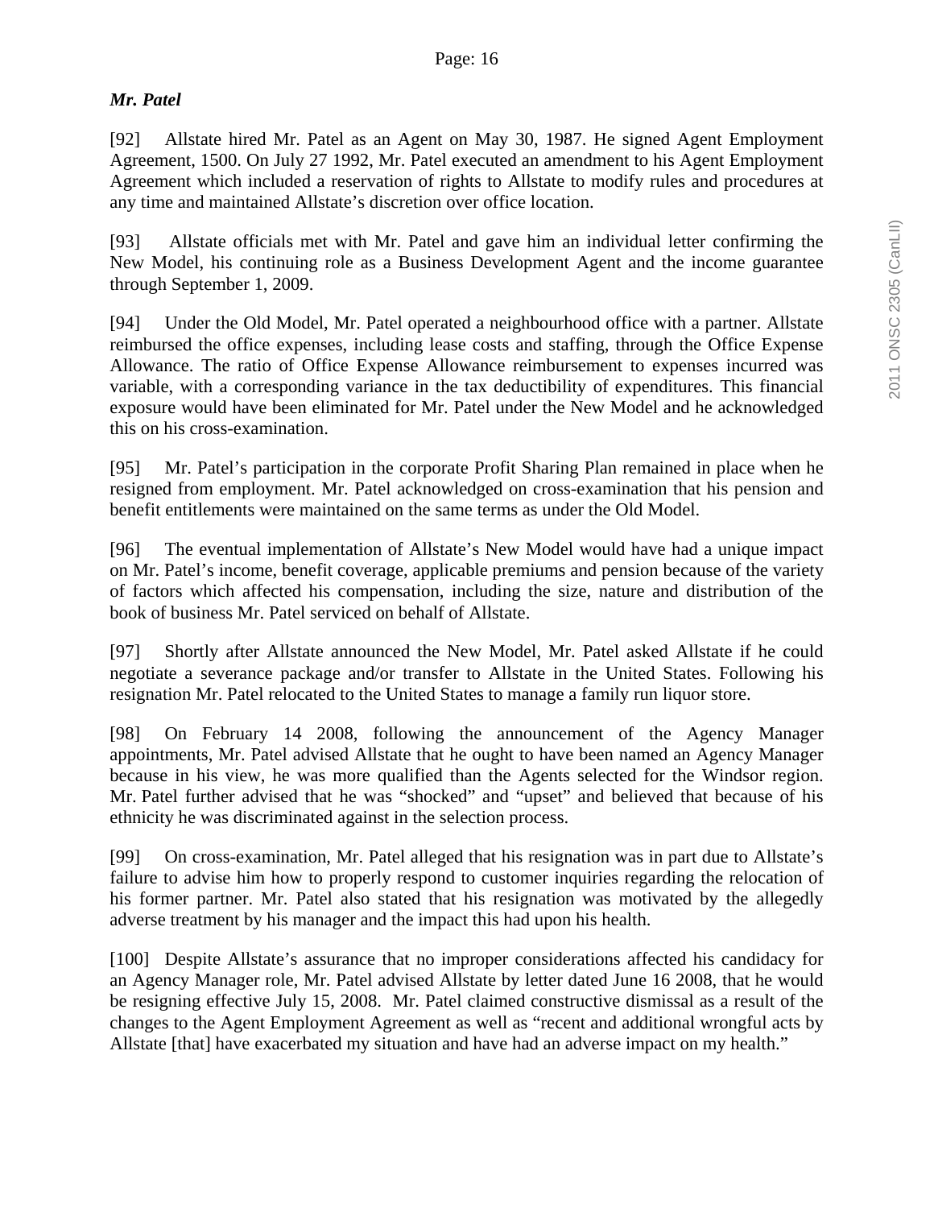***Mr. Patel***

[92] Allstate hired Mr. Patel as an Agent on May 30, 1987. He signed Agent Employment Agreement, 1500. On July 27 1992, Mr. Patel executed an amendment to his Agent Employment Agreement which included a reservation of rights to Allstate to modify rules and procedures at any time and maintained Allstate's discretion over office location.

[93] Allstate officials met with Mr. Patel and gave him an individual letter confirming the New Model, his continuing role as a Business Development Agent and the income guarantee through September 1, 2009.

[94] Under the Old Model, Mr. Patel operated a neighbourhood office with a partner. Allstate reimbursed the office expenses, including lease costs and staffing, through the Office Expense Allowance. The ratio of Office Expense Allowance reimbursement to expenses incurred was variable, with a corresponding variance in the tax deductibility of expenditures. This financial exposure would have been eliminated for Mr. Patel under the New Model and he acknowledged this on his cross-examination.

[95] Mr. Patel's participation in the corporate Profit Sharing Plan remained in place when he resigned from employment. Mr. Patel acknowledged on cross-examination that his pension and benefit entitlements were maintained on the same terms as under the Old Model.

[96] The eventual implementation of Allstate's New Model would have had a unique impact on Mr. Patel's income, benefit coverage, applicable premiums and pension because of the variety of factors which affected his compensation, including the size, nature and distribution of the book of business Mr. Patel serviced on behalf of Allstate.

[97] Shortly after Allstate announced the New Model, Mr. Patel asked Allstate if he could negotiate a severance package and/or transfer to Allstate in the United States. Following his resignation Mr. Patel relocated to the United States to manage a family run liquor store.

[98] On February 14 2008, following the announcement of the Agency Manager appointments, Mr. Patel advised Allstate that he ought to have been named an Agency Manager because in his view, he was more qualified than the Agents selected for the Windsor region. Mr. Patel further advised that he was "shocked" and "upset" and believed that because of his ethnicity he was discriminated against in the selection process.

[99] On cross-examination, Mr. Patel alleged that his resignation was in part due to Allstate's failure to advise him how to properly respond to customer inquiries regarding the relocation of his former partner. Mr. Patel also stated that his resignation was motivated by the allegedly adverse treatment by his manager and the impact this had upon his health.

[100] Despite Allstate's assurance that no improper considerations affected his candidacy for an Agency Manager role, Mr. Patel advised Allstate by letter dated June 16 2008, that he would be resigning effective July 15, 2008. Mr. Patel claimed constructive dismissal as a result of the changes to the Agent Employment Agreement as well as "recent and additional wrongful acts by Allstate [that] have exacerbated my situation and have had an adverse impact on my health."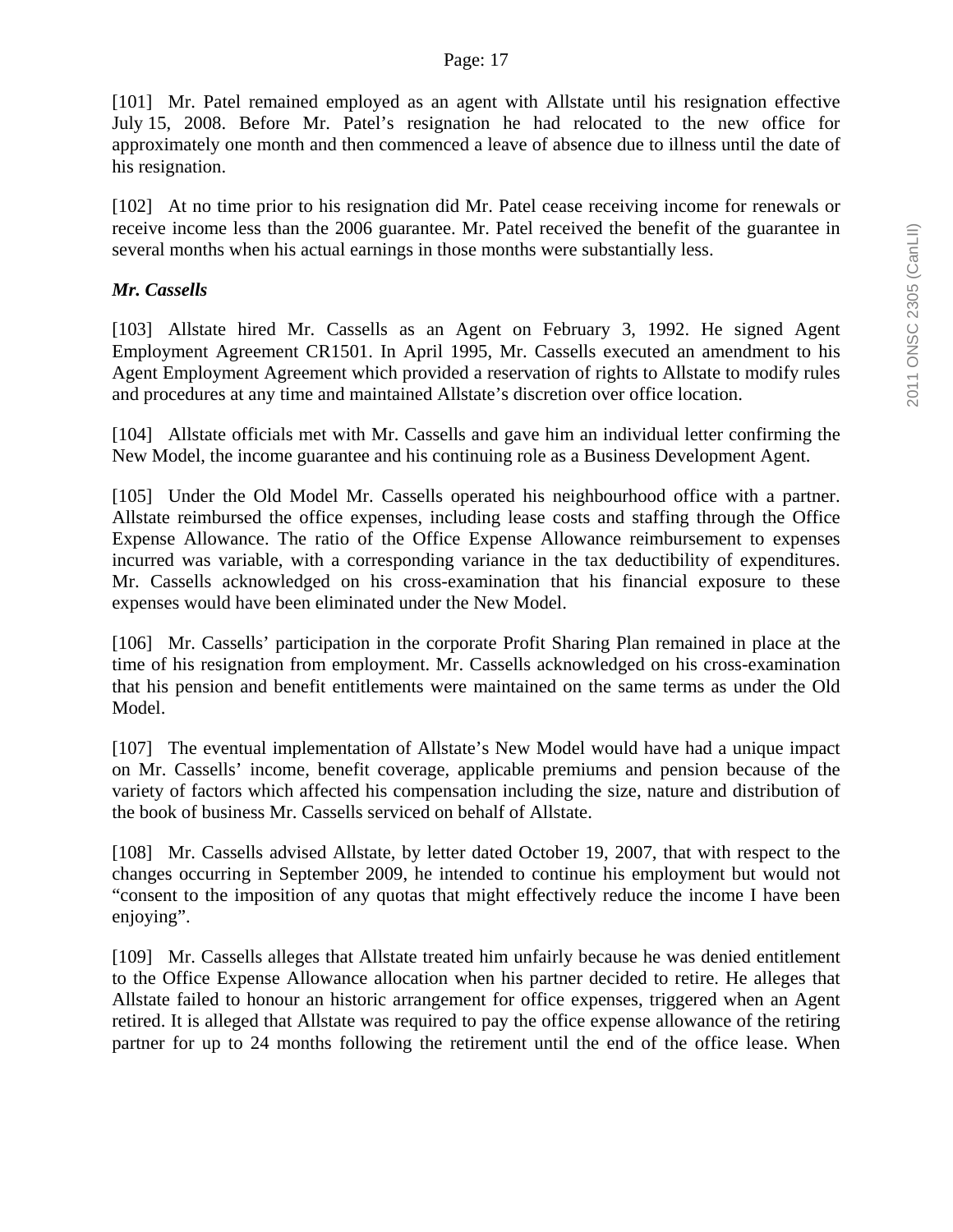[101] Mr. Patel remained employed as an agent with Allstate until his resignation effective July 15, 2008. Before Mr. Patel's resignation he had relocated to the new office for approximately one month and then commenced a leave of absence due to illness until the date of his resignation.

[102] At no time prior to his resignation did Mr. Patel cease receiving income for renewals or receive income less than the 2006 guarantee. Mr. Patel received the benefit of the guarantee in several months when his actual earnings in those months were substantially less.

***Mr. Cassells***

[103] Allstate hired Mr. Cassells as an Agent on February 3, 1992. He signed Agent Employment Agreement CR1501. In April 1995, Mr. Cassells executed an amendment to his Agent Employment Agreement which provided a reservation of rights to Allstate to modify rules and procedures at any time and maintained Allstate's discretion over office location.

[104] Allstate officials met with Mr. Cassells and gave him an individual letter confirming the New Model, the income guarantee and his continuing role as a Business Development Agent.

[105] Under the Old Model Mr. Cassells operated his neighbourhood office with a partner. Allstate reimbursed the office expenses, including lease costs and staffing through the Office Expense Allowance. The ratio of the Office Expense Allowance reimbursement to expenses incurred was variable, with a corresponding variance in the tax deductibility of expenditures. Mr. Cassells acknowledged on his cross-examination that his financial exposure to these expenses would have been eliminated under the New Model.

[106] Mr. Cassells' participation in the corporate Profit Sharing Plan remained in place at the time of his resignation from employment. Mr. Cassells acknowledged on his cross-examination that his pension and benefit entitlements were maintained on the same terms as under the Old Model.

[107] The eventual implementation of Allstate's New Model would have had a unique impact on Mr. Cassells' income, benefit coverage, applicable premiums and pension because of the variety of factors which affected his compensation including the size, nature and distribution of the book of business Mr. Cassells serviced on behalf of Allstate.

[108] Mr. Cassells advised Allstate, by letter dated October 19, 2007, that with respect to the changes occurring in September 2009, he intended to continue his employment but would not "consent to the imposition of any quotas that might effectively reduce the income I have been enjoying".

[109] Mr. Cassells alleges that Allstate treated him unfairly because he was denied entitlement to the Office Expense Allowance allocation when his partner decided to retire. He alleges that Allstate failed to honour an historic arrangement for office expenses, triggered when an Agent retired. It is alleged that Allstate was required to pay the office expense allowance of the retiring partner for up to 24 months following the retirement until the end of the office lease. When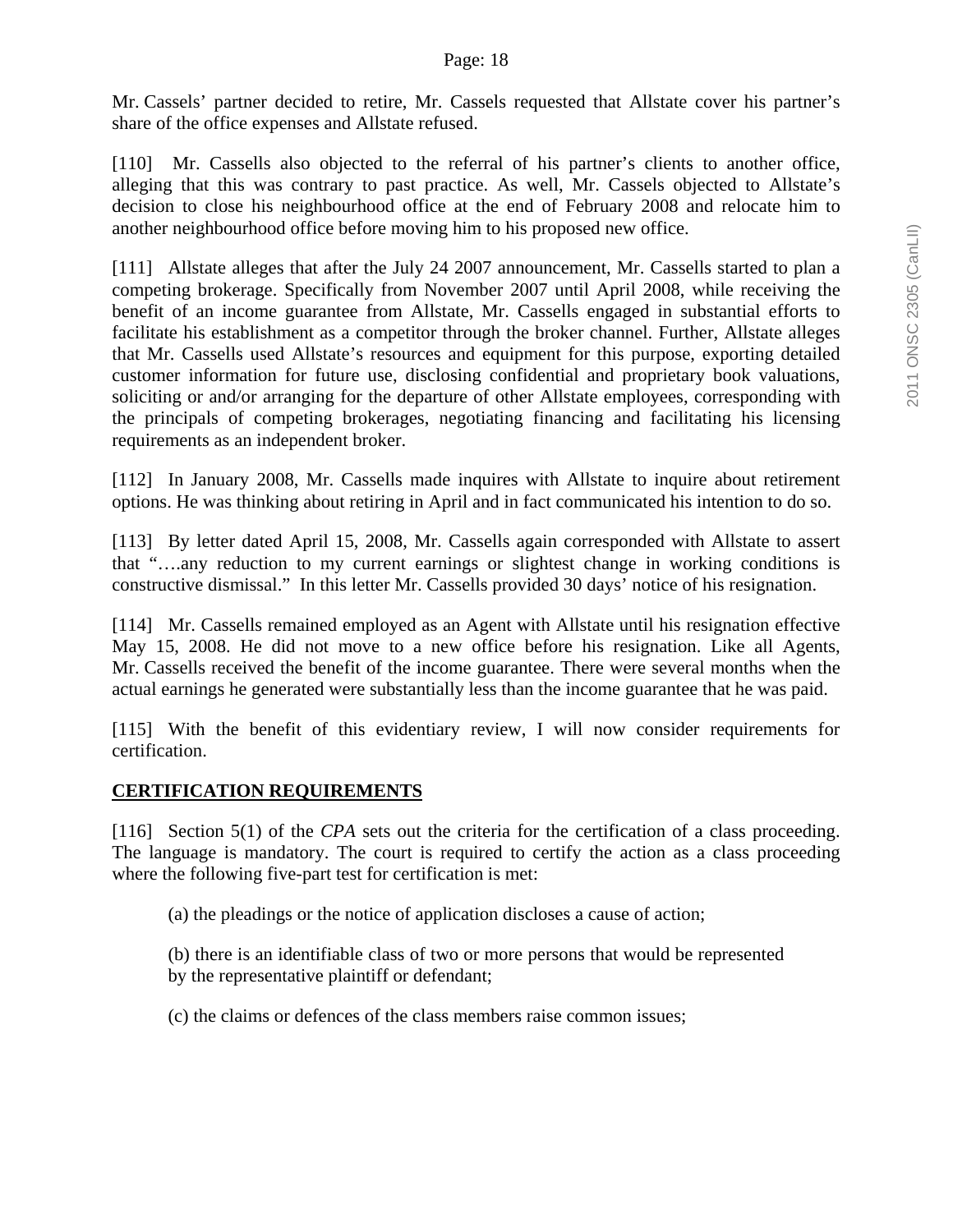Mr. Cassels' partner decided to retire, Mr. Cassels requested that Allstate cover his partner's share of the office expenses and Allstate refused.

[110] Mr. Cassells also objected to the referral of his partner's clients to another office, alleging that this was contrary to past practice. As well, Mr. Cassels objected to Allstate's decision to close his neighbourhood office at the end of February 2008 and relocate him to another neighbourhood office before moving him to his proposed new office.

[111] Allstate alleges that after the July 24 2007 announcement, Mr. Cassells started to plan a competing brokerage. Specifically from November 2007 until April 2008, while receiving the benefit of an income guarantee from Allstate, Mr. Cassells engaged in substantial efforts to facilitate his establishment as a competitor through the broker channel. Further, Allstate alleges that Mr. Cassells used Allstate's resources and equipment for this purpose, exporting detailed customer information for future use, disclosing confidential and proprietary book valuations, soliciting or and/or arranging for the departure of other Allstate employees, corresponding with the principals of competing brokerages, negotiating financing and facilitating his licensing requirements as an independent broker.

[112] In January 2008, Mr. Cassells made inquires with Allstate to inquire about retirement options. He was thinking about retiring in April and in fact communicated his intention to do so.

[113] By letter dated April 15, 2008, Mr. Cassells again corresponded with Allstate to assert that "….any reduction to my current earnings or slightest change in working conditions is constructive dismissal." In this letter Mr. Cassells provided 30 days' notice of his resignation.

[114] Mr. Cassells remained employed as an Agent with Allstate until his resignation effective May 15, 2008. He did not move to a new office before his resignation. Like all Agents, Mr. Cassells received the benefit of the income guarantee. There were several months when the actual earnings he generated were substantially less than the income guarantee that he was paid.

[115] With the benefit of this evidentiary review, I will now consider requirements for certification.

## CERTIFICATION REQUIREMENTS

[116] Section 5(1) of the *CPA* sets out the criteria for the certification of a class proceeding. The language is mandatory. The court is required to certify the action as a class proceeding where the following five-part test for certification is met:

(a) the pleadings or the notice of application discloses a cause of action;

(b) there is an identifiable class of two or more persons that would be represented by the representative plaintiff or defendant;

(c) the claims or defences of the class members raise common issues;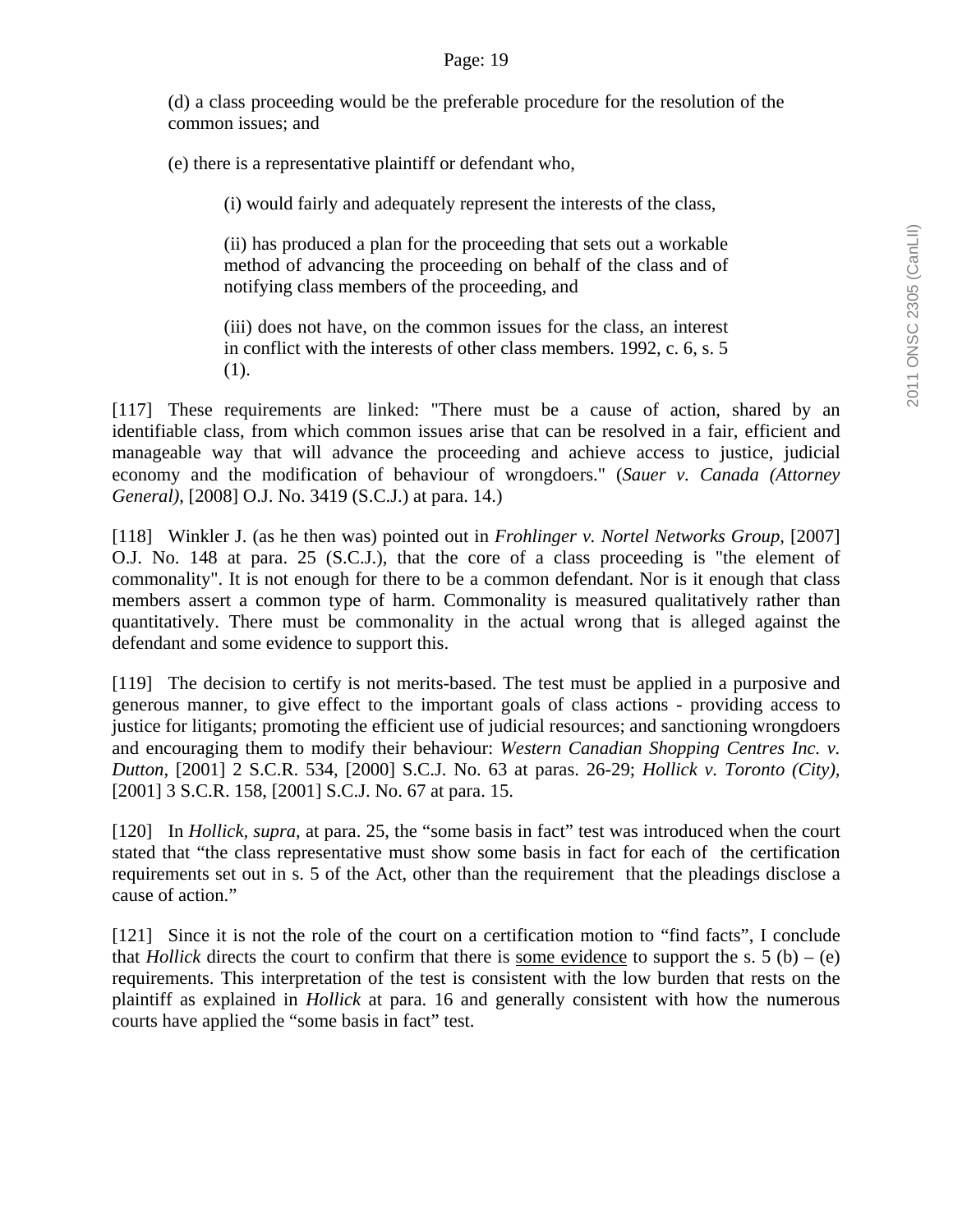(d) a class proceeding would be the preferable procedure for the resolution of the common issues; and

(e) there is a representative plaintiff or defendant who,

> (i) would fairly and adequately represent the interests of the class,
>
> (ii) has produced a plan for the proceeding that sets out a workable method of advancing the proceeding on behalf of the class and of notifying class members of the proceeding, and
>
> (iii) does not have, on the common issues for the class, an interest in conflict with the interests of other class members. 1992, c. 6, s. 5 (1).

[117] These requirements are linked: "There must be a cause of action, shared by an identifiable class, from which common issues arise that can be resolved in a fair, efficient and manageable way that will advance the proceeding and achieve access to justice, judicial economy and the modification of behaviour of wrongdoers." (*Sauer v. Canada (Attorney General)*, [2008] O.J. No. 3419 (S.C.J.) at para. 14.)

[118] Winkler J. (as he then was) pointed out in *Frohlinger v. Nortel Networks Group*, [2007] O.J. No. 148 at para. 25 (S.C.J.), that the core of a class proceeding is "the element of commonality". It is not enough for there to be a common defendant. Nor is it enough that class members assert a common type of harm. Commonality is measured qualitatively rather than quantitatively. There must be commonality in the actual wrong that is alleged against the defendant and some evidence to support this.

[119] The decision to certify is not merits-based. The test must be applied in a purposive and generous manner, to give effect to the important goals of class actions - providing access to justice for litigants; promoting the efficient use of judicial resources; and sanctioning wrongdoers and encouraging them to modify their behaviour: *Western Canadian Shopping Centres Inc. v. Dutton*, [2001] 2 S.C.R. 534, [2000] S.C.J. No. 63 at paras. 26-29; *Hollick v. Toronto (City)*, [2001] 3 S.C.R. 158, [2001] S.C.J. No. 67 at para. 15.

[120] In *Hollick, supra*, at para. 25, the "some basis in fact" test was introduced when the court stated that "the class representative must show some basis in fact for each of the certification requirements set out in s. 5 of the Act, other than the requirement that the pleadings disclose a cause of action."

[121] Since it is not the role of the court on a certification motion to "find facts", I conclude that *Hollick* directs the court to confirm that there is <u>some evidence</u> to support the s. 5 (b) – (e) requirements. This interpretation of the test is consistent with the low burden that rests on the plaintiff as explained in *Hollick* at para. 16 and generally consistent with how the numerous courts have applied the "some basis in fact" test.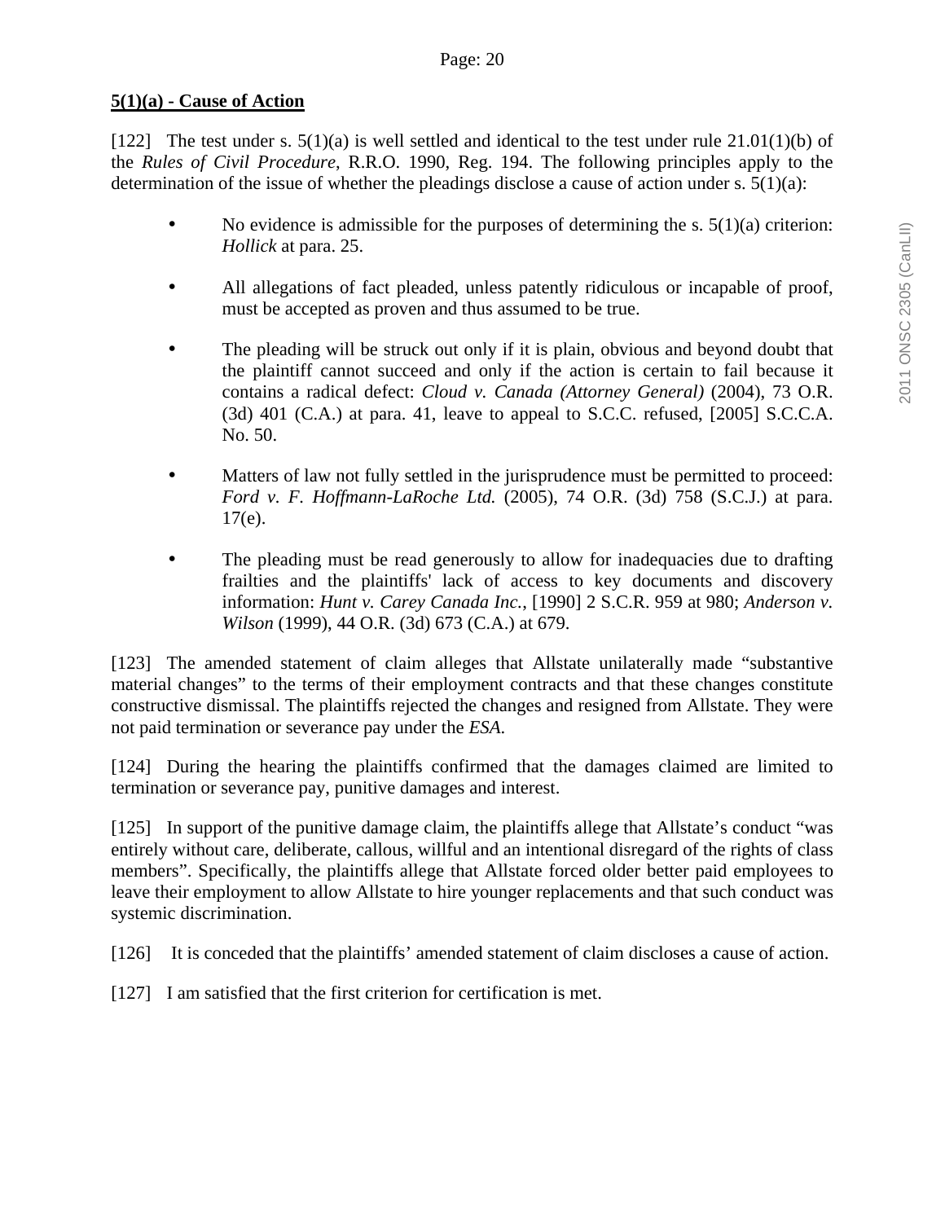**5(1)(a) - Cause of Action**

[122] The test under s. 5(1)(a) is well settled and identical to the test under rule 21.01(1)(b) of the *Rules of Civil Procedure*, R.R.O. 1990, Reg. 194. The following principles apply to the determination of the issue of whether the pleadings disclose a cause of action under s. 5(1)(a):

- No evidence is admissible for the purposes of determining the s. 5(1)(a) criterion: *Hollick* at para. 25.

- All allegations of fact pleaded, unless patently ridiculous or incapable of proof, must be accepted as proven and thus assumed to be true.

- The pleading will be struck out only if it is plain, obvious and beyond doubt that the plaintiff cannot succeed and only if the action is certain to fail because it contains a radical defect: *Cloud v. Canada (Attorney General)* (2004), 73 O.R. (3d) 401 (C.A.) at para. 41, leave to appeal to S.C.C. refused, [2005] S.C.C.A. No. 50.

- Matters of law not fully settled in the jurisprudence must be permitted to proceed: *Ford v. F. Hoffmann-LaRoche Ltd.* (2005), 74 O.R. (3d) 758 (S.C.J.) at para. 17(e).

- The pleading must be read generously to allow for inadequacies due to drafting frailties and the plaintiffs' lack of access to key documents and discovery information: *Hunt v. Carey Canada Inc.*, [1990] 2 S.C.R. 959 at 980; *Anderson v. Wilson* (1999), 44 O.R. (3d) 673 (C.A.) at 679.

[123] The amended statement of claim alleges that Allstate unilaterally made "substantive material changes" to the terms of their employment contracts and that these changes constitute constructive dismissal. The plaintiffs rejected the changes and resigned from Allstate. They were not paid termination or severance pay under the *ESA.*

[124] During the hearing the plaintiffs confirmed that the damages claimed are limited to termination or severance pay, punitive damages and interest.

[125] In support of the punitive damage claim, the plaintiffs allege that Allstate's conduct "was entirely without care, deliberate, callous, willful and an intentional disregard of the rights of class members". Specifically, the plaintiffs allege that Allstate forced older better paid employees to leave their employment to allow Allstate to hire younger replacements and that such conduct was systemic discrimination.

[126] It is conceded that the plaintiffs' amended statement of claim discloses a cause of action.

[127] I am satisfied that the first criterion for certification is met.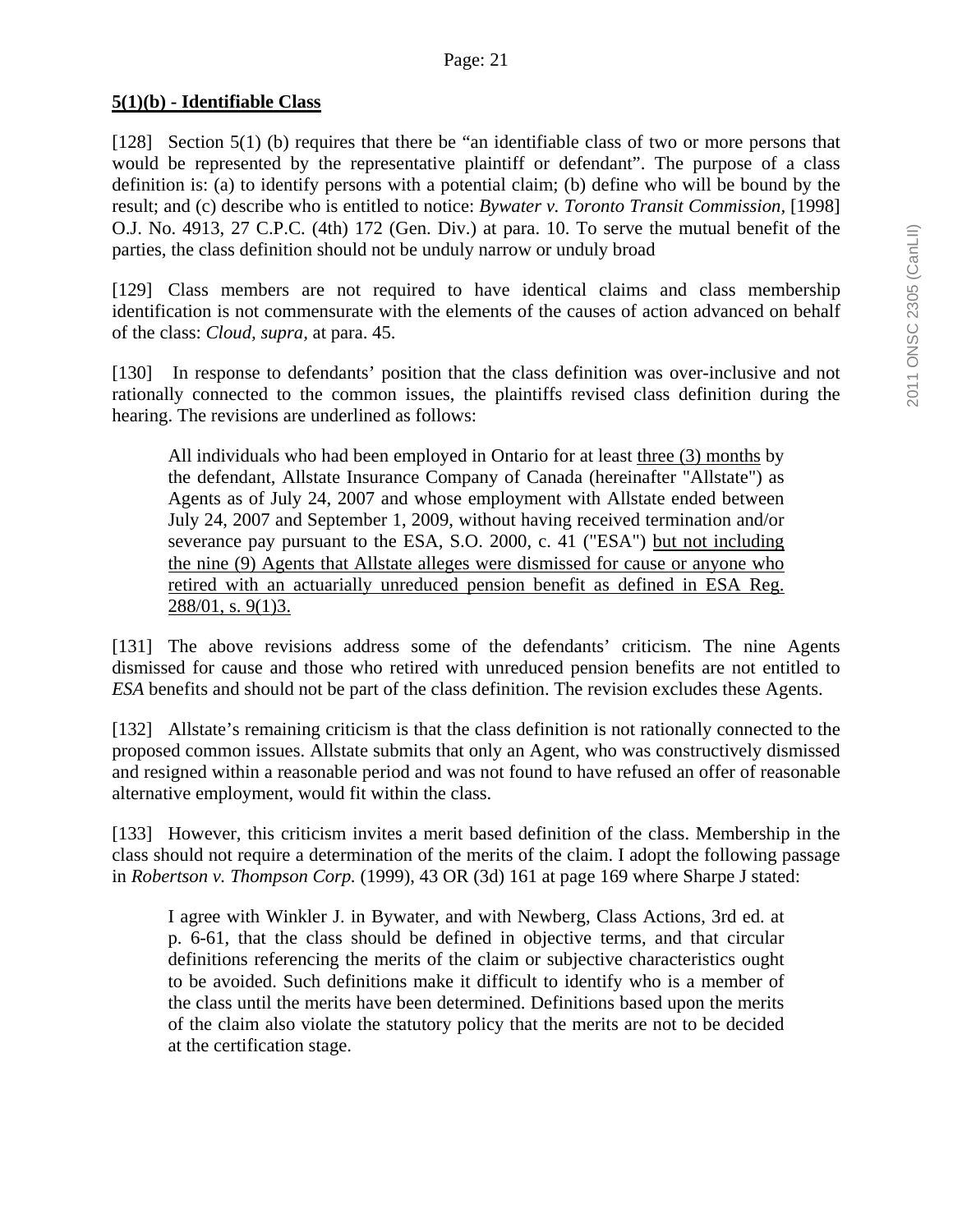**5(1)(b) - Identifiable Class**

[128] Section 5(1) (b) requires that there be "an identifiable class of two or more persons that would be represented by the representative plaintiff or defendant". The purpose of a class definition is: (a) to identify persons with a potential claim; (b) define who will be bound by the result; and (c) describe who is entitled to notice: *Bywater v. Toronto Transit Commission*, [1998] O.J. No. 4913, 27 C.P.C. (4th) 172 (Gen. Div.) at para. 10. To serve the mutual benefit of the parties, the class definition should not be unduly narrow or unduly broad

[129] Class members are not required to have identical claims and class membership identification is not commensurate with the elements of the causes of action advanced on behalf of the class: *Cloud, supra,* at para. 45.

[130] In response to defendants' position that the class definition was over-inclusive and not rationally connected to the common issues, the plaintiffs revised class definition during the hearing. The revisions are underlined as follows:

> All individuals who had been employed in Ontario for at least <u>three (3) months</u> by the defendant, Allstate Insurance Company of Canada (hereinafter "Allstate") as Agents as of July 24, 2007 and whose employment with Allstate ended between July 24, 2007 and September 1, 2009, without having received termination and/or severance pay pursuant to the ESA, S.O. 2000, c. 41 ("ESA") <u>but not including the nine (9) Agents that Allstate alleges were dismissed for cause or anyone who retired with an actuarially unreduced pension benefit as defined in ESA Reg. 288/01, s. 9(1)3.</u>

[131] The above revisions address some of the defendants' criticism. The nine Agents dismissed for cause and those who retired with unreduced pension benefits are not entitled to *ESA* benefits and should not be part of the class definition. The revision excludes these Agents.

[132] Allstate's remaining criticism is that the class definition is not rationally connected to the proposed common issues. Allstate submits that only an Agent, who was constructively dismissed and resigned within a reasonable period and was not found to have refused an offer of reasonable alternative employment, would fit within the class.

[133] However, this criticism invites a merit based definition of the class. Membership in the class should not require a determination of the merits of the claim. I adopt the following passage in *Robertson v. Thompson Corp.* (1999), 43 OR (3d) 161 at page 169 where Sharpe J stated:

> I agree with Winkler J. in Bywater, and with Newberg, Class Actions, 3rd ed. at p. 6-61, that the class should be defined in objective terms, and that circular definitions referencing the merits of the claim or subjective characteristics ought to be avoided. Such definitions make it difficult to identify who is a member of the class until the merits have been determined. Definitions based upon the merits of the claim also violate the statutory policy that the merits are not to be decided at the certification stage.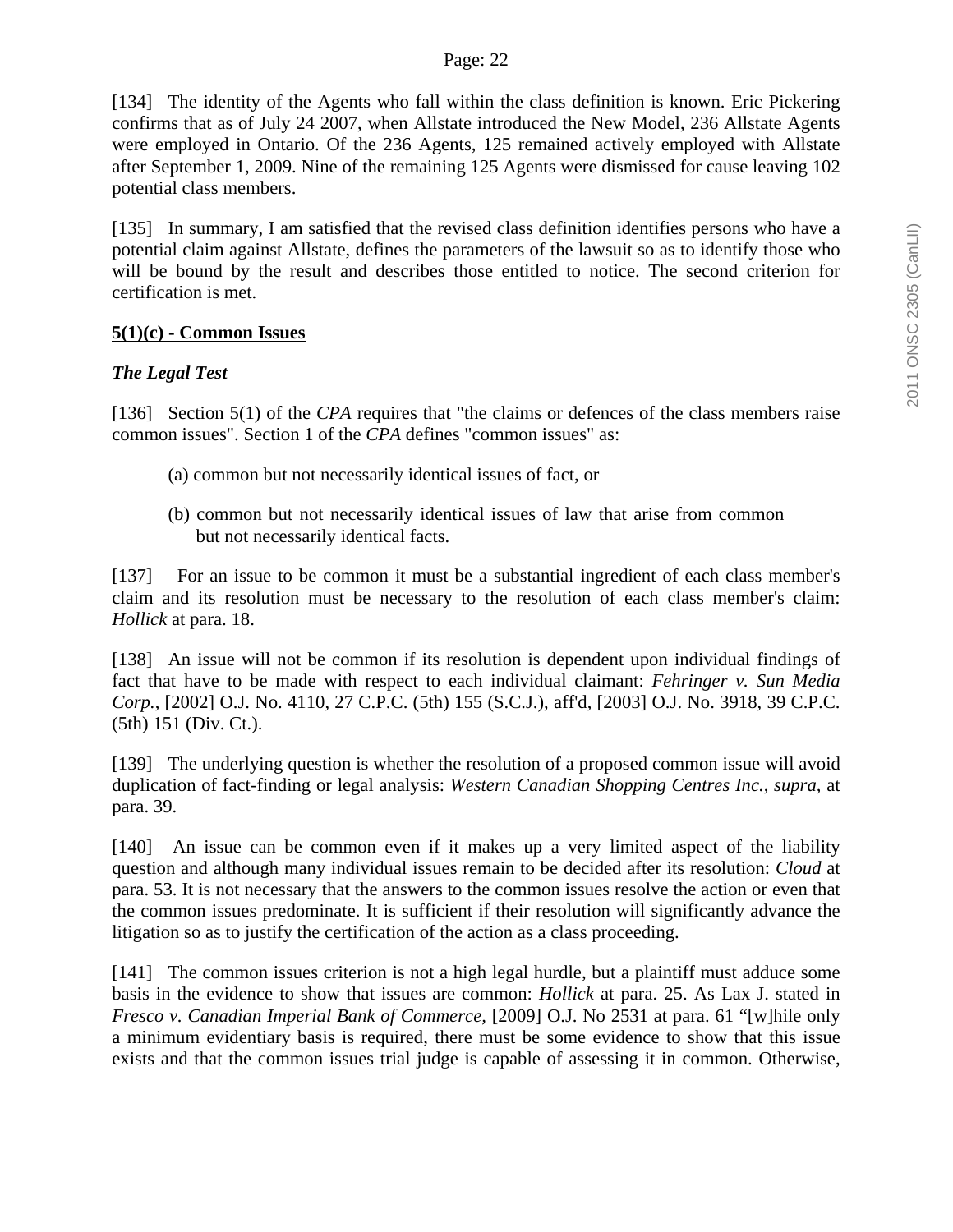[134] The identity of the Agents who fall within the class definition is known. Eric Pickering confirms that as of July 24 2007, when Allstate introduced the New Model, 236 Allstate Agents were employed in Ontario. Of the 236 Agents, 125 remained actively employed with Allstate after September 1, 2009. Nine of the remaining 125 Agents were dismissed for cause leaving 102 potential class members.

[135] In summary, I am satisfied that the revised class definition identifies persons who have a potential claim against Allstate, defines the parameters of the lawsuit so as to identify those who will be bound by the result and describes those entitled to notice. The second criterion for certification is met.

**5(1)(c) - Common Issues**

***The Legal Test***

[136] Section 5(1) of the *CPA* requires that "the claims or defences of the class members raise common issues". Section 1 of the *CPA* defines "common issues" as:

(a) common but not necessarily identical issues of fact, or

(b) common but not necessarily identical issues of law that arise from common but not necessarily identical facts.

[137] For an issue to be common it must be a substantial ingredient of each class member's claim and its resolution must be necessary to the resolution of each class member's claim: *Hollick* at para. 18.

[138] An issue will not be common if its resolution is dependent upon individual findings of fact that have to be made with respect to each individual claimant: *Fehringer v. Sun Media Corp.*, [2002] O.J. No. 4110, 27 C.P.C. (5th) 155 (S.C.J.), aff'd, [2003] O.J. No. 3918, 39 C.P.C. (5th) 151 (Div. Ct.).

[139] The underlying question is whether the resolution of a proposed common issue will avoid duplication of fact-finding or legal analysis: *Western Canadian Shopping Centres Inc.*, *supra*, at para. 39.

[140] An issue can be common even if it makes up a very limited aspect of the liability question and although many individual issues remain to be decided after its resolution: *Cloud* at para. 53. It is not necessary that the answers to the common issues resolve the action or even that the common issues predominate. It is sufficient if their resolution will significantly advance the litigation so as to justify the certification of the action as a class proceeding.

[141] The common issues criterion is not a high legal hurdle, but a plaintiff must adduce some basis in the evidence to show that issues are common: *Hollick* at para. 25. As Lax J. stated in *Fresco v. Canadian Imperial Bank of Commerce*, [2009] O.J. No 2531 at para. 61 "[w]hile only a minimum evidentiary basis is required, there must be some evidence to show that this issue exists and that the common issues trial judge is capable of assessing it in common. Otherwise,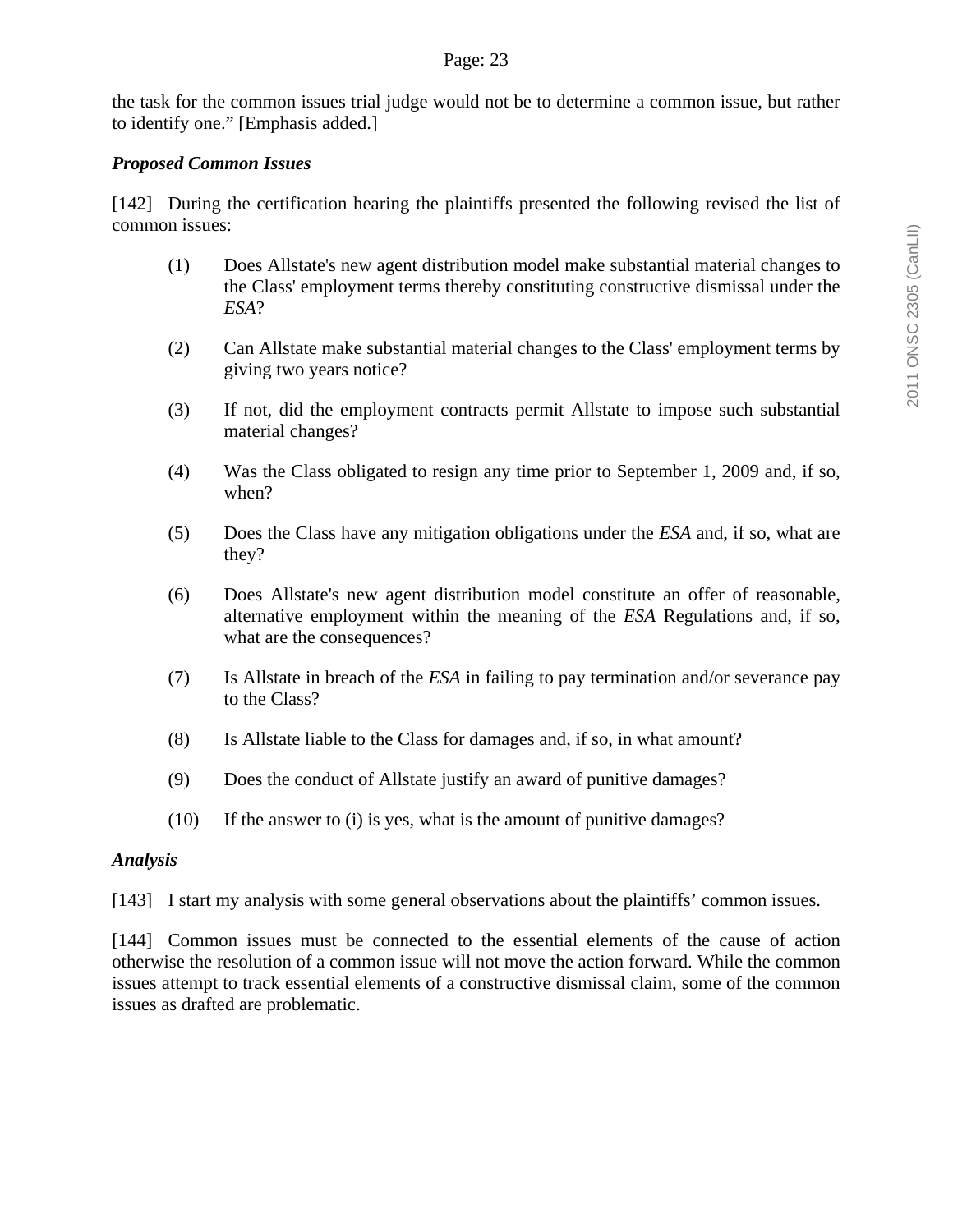the task for the common issues trial judge would not be to determine a common issue, but rather to identify one." [Emphasis added.]

***Proposed Common Issues***

[142] During the certification hearing the plaintiffs presented the following revised the list of common issues:

(1) Does Allstate's new agent distribution model make substantial material changes to the Class' employment terms thereby constituting constructive dismissal under the *ESA*?

(2) Can Allstate make substantial material changes to the Class' employment terms by giving two years notice?

(3) If not, did the employment contracts permit Allstate to impose such substantial material changes?

(4) Was the Class obligated to resign any time prior to September 1, 2009 and, if so, when?

(5) Does the Class have any mitigation obligations under the *ESA* and, if so, what are they?

(6) Does Allstate's new agent distribution model constitute an offer of reasonable, alternative employment within the meaning of the *ESA* Regulations and, if so, what are the consequences?

(7) Is Allstate in breach of the *ESA* in failing to pay termination and/or severance pay to the Class?

(8) Is Allstate liable to the Class for damages and, if so, in what amount?

(9) Does the conduct of Allstate justify an award of punitive damages?

(10) If the answer to (i) is yes, what is the amount of punitive damages?

***Analysis***

[143] I start my analysis with some general observations about the plaintiffs' common issues.

[144] Common issues must be connected to the essential elements of the cause of action otherwise the resolution of a common issue will not move the action forward. While the common issues attempt to track essential elements of a constructive dismissal claim, some of the common issues as drafted are problematic.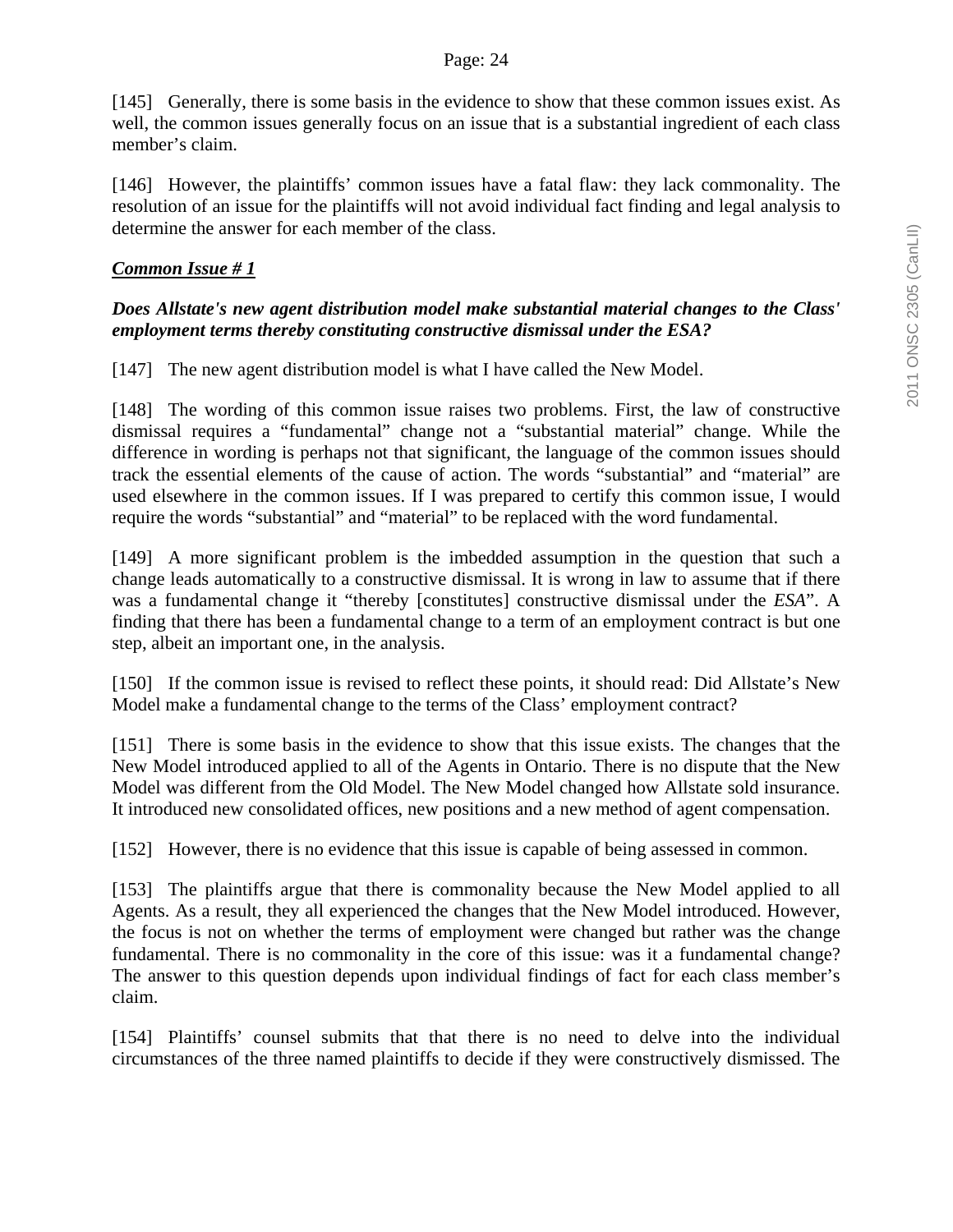[145] Generally, there is some basis in the evidence to show that these common issues exist. As well, the common issues generally focus on an issue that is a substantial ingredient of each class member's claim.

[146] However, the plaintiffs' common issues have a fatal flaw: they lack commonality. The resolution of an issue for the plaintiffs will not avoid individual fact finding and legal analysis to determine the answer for each member of the class.

***Common Issue # 1***

***Does Allstate's new agent distribution model make substantial material changes to the Class' employment terms thereby constituting constructive dismissal under the ESA?***

[147] The new agent distribution model is what I have called the New Model.

[148] The wording of this common issue raises two problems. First, the law of constructive dismissal requires a "fundamental" change not a "substantial material" change. While the difference in wording is perhaps not that significant, the language of the common issues should track the essential elements of the cause of action. The words "substantial" and "material" are used elsewhere in the common issues. If I was prepared to certify this common issue, I would require the words "substantial" and "material" to be replaced with the word fundamental.

[149] A more significant problem is the imbedded assumption in the question that such a change leads automatically to a constructive dismissal. It is wrong in law to assume that if there was a fundamental change it "thereby [constitutes] constructive dismissal under the *ESA*". A finding that there has been a fundamental change to a term of an employment contract is but one step, albeit an important one, in the analysis.

[150] If the common issue is revised to reflect these points, it should read: Did Allstate's New Model make a fundamental change to the terms of the Class' employment contract?

[151] There is some basis in the evidence to show that this issue exists. The changes that the New Model introduced applied to all of the Agents in Ontario. There is no dispute that the New Model was different from the Old Model. The New Model changed how Allstate sold insurance. It introduced new consolidated offices, new positions and a new method of agent compensation.

[152] However, there is no evidence that this issue is capable of being assessed in common.

[153] The plaintiffs argue that there is commonality because the New Model applied to all Agents. As a result, they all experienced the changes that the New Model introduced. However, the focus is not on whether the terms of employment were changed but rather was the change fundamental. There is no commonality in the core of this issue: was it a fundamental change? The answer to this question depends upon individual findings of fact for each class member's claim.

[154] Plaintiffs' counsel submits that that there is no need to delve into the individual circumstances of the three named plaintiffs to decide if they were constructively dismissed. The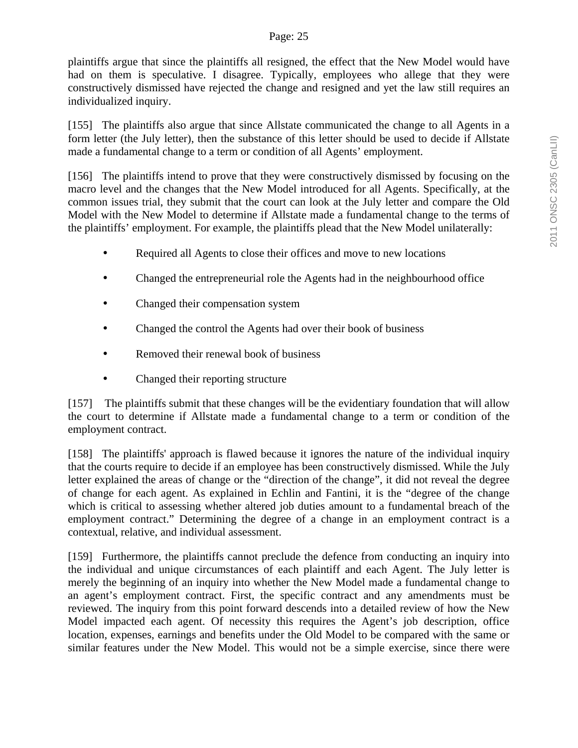plaintiffs argue that since the plaintiffs all resigned, the effect that the New Model would have had on them is speculative. I disagree. Typically, employees who allege that they were constructively dismissed have rejected the change and resigned and yet the law still requires an individualized inquiry.

[155] The plaintiffs also argue that since Allstate communicated the change to all Agents in a form letter (the July letter), then the substance of this letter should be used to decide if Allstate made a fundamental change to a term or condition of all Agents' employment.

[156] The plaintiffs intend to prove that they were constructively dismissed by focusing on the macro level and the changes that the New Model introduced for all Agents. Specifically, at the common issues trial, they submit that the court can look at the July letter and compare the Old Model with the New Model to determine if Allstate made a fundamental change to the terms of the plaintiffs' employment. For example, the plaintiffs plead that the New Model unilaterally:

- Required all Agents to close their offices and move to new locations
- Changed the entrepreneurial role the Agents had in the neighbourhood office
- Changed their compensation system
- Changed the control the Agents had over their book of business
- Removed their renewal book of business
- Changed their reporting structure

[157] The plaintiffs submit that these changes will be the evidentiary foundation that will allow the court to determine if Allstate made a fundamental change to a term or condition of the employment contract.

[158] The plaintiffs' approach is flawed because it ignores the nature of the individual inquiry that the courts require to decide if an employee has been constructively dismissed. While the July letter explained the areas of change or the "direction of the change", it did not reveal the degree of change for each agent. As explained in Echlin and Fantini, it is the "degree of the change which is critical to assessing whether altered job duties amount to a fundamental breach of the employment contract." Determining the degree of a change in an employment contract is a contextual, relative, and individual assessment.

[159] Furthermore, the plaintiffs cannot preclude the defence from conducting an inquiry into the individual and unique circumstances of each plaintiff and each Agent. The July letter is merely the beginning of an inquiry into whether the New Model made a fundamental change to an agent's employment contract. First, the specific contract and any amendments must be reviewed. The inquiry from this point forward descends into a detailed review of how the New Model impacted each agent. Of necessity this requires the Agent's job description, office location, expenses, earnings and benefits under the Old Model to be compared with the same or similar features under the New Model. This would not be a simple exercise, since there were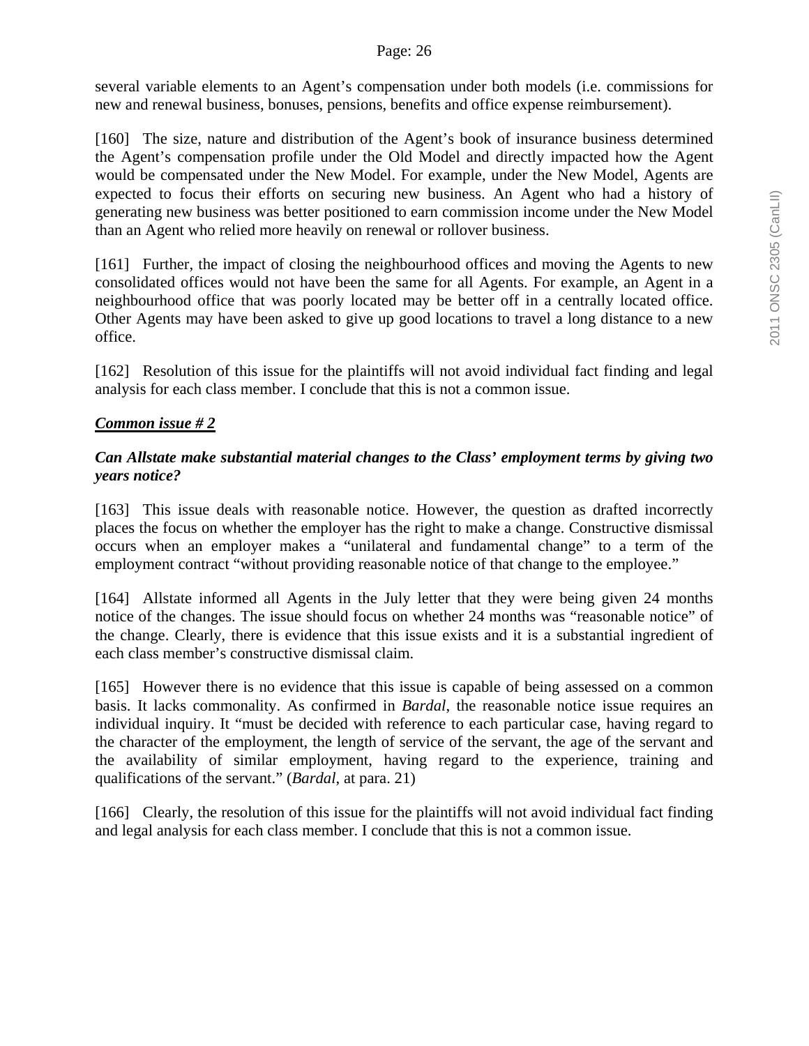several variable elements to an Agent's compensation under both models (i.e. commissions for new and renewal business, bonuses, pensions, benefits and office expense reimbursement).

[160] The size, nature and distribution of the Agent's book of insurance business determined the Agent's compensation profile under the Old Model and directly impacted how the Agent would be compensated under the New Model. For example, under the New Model, Agents are expected to focus their efforts on securing new business. An Agent who had a history of generating new business was better positioned to earn commission income under the New Model than an Agent who relied more heavily on renewal or rollover business.

[161] Further, the impact of closing the neighbourhood offices and moving the Agents to new consolidated offices would not have been the same for all Agents. For example, an Agent in a neighbourhood office that was poorly located may be better off in a centrally located office. Other Agents may have been asked to give up good locations to travel a long distance to a new office.

[162] Resolution of this issue for the plaintiffs will not avoid individual fact finding and legal analysis for each class member. I conclude that this is not a common issue.

***Common issue # 2***

***Can Allstate make substantial material changes to the Class' employment terms by giving two years notice?***

[163] This issue deals with reasonable notice. However, the question as drafted incorrectly places the focus on whether the employer has the right to make a change. Constructive dismissal occurs when an employer makes a "unilateral and fundamental change" to a term of the employment contract "without providing reasonable notice of that change to the employee."

[164] Allstate informed all Agents in the July letter that they were being given 24 months notice of the changes. The issue should focus on whether 24 months was "reasonable notice" of the change. Clearly, there is evidence that this issue exists and it is a substantial ingredient of each class member's constructive dismissal claim.

[165] However there is no evidence that this issue is capable of being assessed on a common basis. It lacks commonality. As confirmed in *Bardal*, the reasonable notice issue requires an individual inquiry. It "must be decided with reference to each particular case, having regard to the character of the employment, the length of service of the servant, the age of the servant and the availability of similar employment, having regard to the experience, training and qualifications of the servant." (*Bardal*, at para. 21)

[166] Clearly, the resolution of this issue for the plaintiffs will not avoid individual fact finding and legal analysis for each class member. I conclude that this is not a common issue.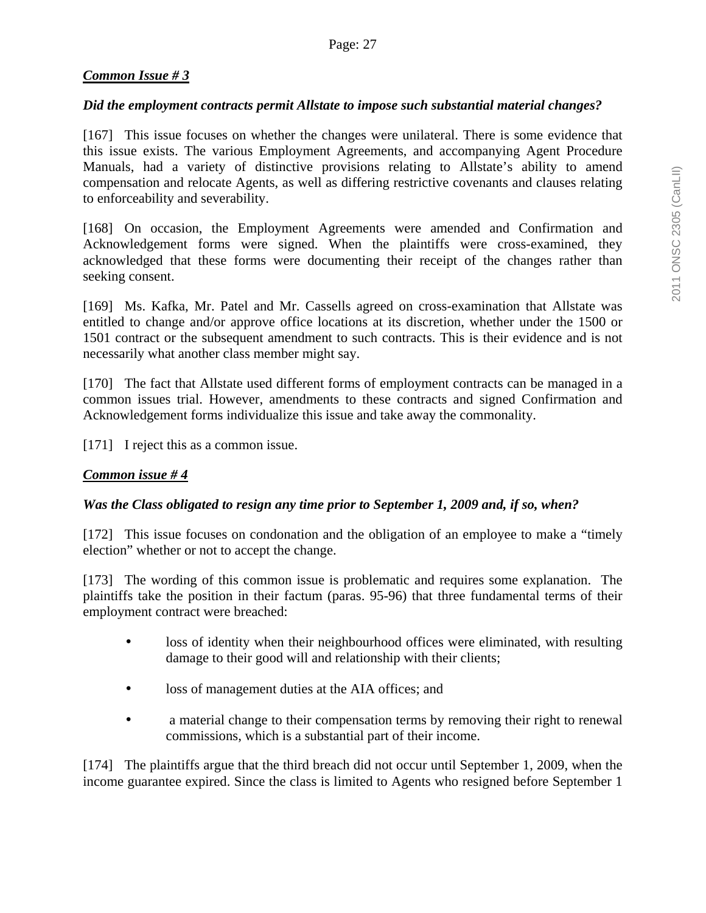***Common Issue # 3***

***Did the employment contracts permit Allstate to impose such substantial material changes?***

[167] This issue focuses on whether the changes were unilateral. There is some evidence that this issue exists. The various Employment Agreements, and accompanying Agent Procedure Manuals, had a variety of distinctive provisions relating to Allstate's ability to amend compensation and relocate Agents, as well as differing restrictive covenants and clauses relating to enforceability and severability.

[168] On occasion, the Employment Agreements were amended and Confirmation and Acknowledgement forms were signed. When the plaintiffs were cross-examined, they acknowledged that these forms were documenting their receipt of the changes rather than seeking consent.

[169] Ms. Kafka, Mr. Patel and Mr. Cassells agreed on cross-examination that Allstate was entitled to change and/or approve office locations at its discretion, whether under the 1500 or 1501 contract or the subsequent amendment to such contracts. This is their evidence and is not necessarily what another class member might say.

[170] The fact that Allstate used different forms of employment contracts can be managed in a common issues trial. However, amendments to these contracts and signed Confirmation and Acknowledgement forms individualize this issue and take away the commonality.

[171] I reject this as a common issue.

***Common issue # 4***

***Was the Class obligated to resign any time prior to September 1, 2009 and, if so, when?***

[172] This issue focuses on condonation and the obligation of an employee to make a "timely election" whether or not to accept the change.

[173] The wording of this common issue is problematic and requires some explanation. The plaintiffs take the position in their factum (paras. 95-96) that three fundamental terms of their employment contract were breached:

- loss of identity when their neighbourhood offices were eliminated, with resulting damage to their good will and relationship with their clients;
- loss of management duties at the AIA offices; and
- a material change to their compensation terms by removing their right to renewal commissions, which is a substantial part of their income.

[174] The plaintiffs argue that the third breach did not occur until September 1, 2009, when the income guarantee expired. Since the class is limited to Agents who resigned before September 1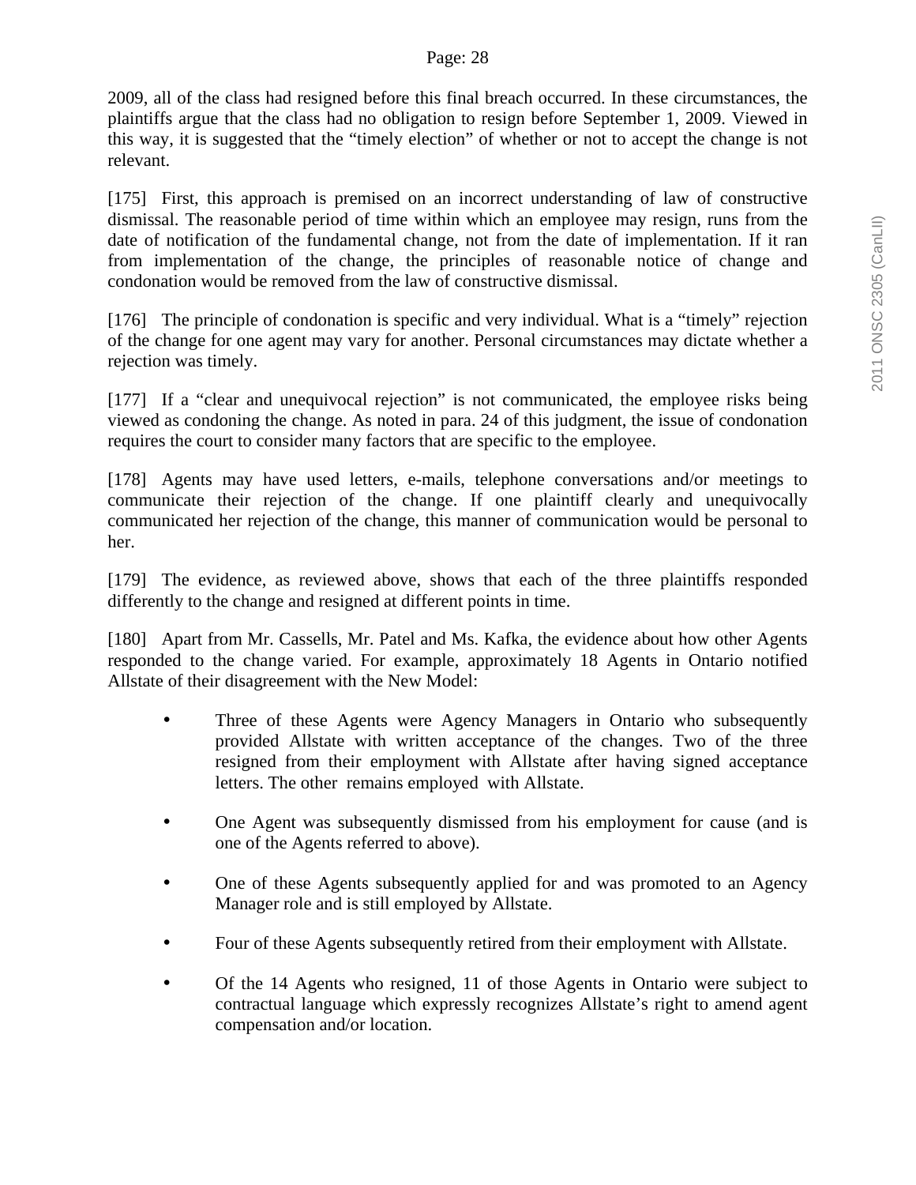2009, all of the class had resigned before this final breach occurred. In these circumstances, the plaintiffs argue that the class had no obligation to resign before September 1, 2009. Viewed in this way, it is suggested that the "timely election" of whether or not to accept the change is not relevant.

[175] First, this approach is premised on an incorrect understanding of law of constructive dismissal. The reasonable period of time within which an employee may resign, runs from the date of notification of the fundamental change, not from the date of implementation. If it ran from implementation of the change, the principles of reasonable notice of change and condonation would be removed from the law of constructive dismissal.

[176] The principle of condonation is specific and very individual. What is a "timely" rejection of the change for one agent may vary for another. Personal circumstances may dictate whether a rejection was timely.

[177] If a "clear and unequivocal rejection" is not communicated, the employee risks being viewed as condoning the change. As noted in para. 24 of this judgment, the issue of condonation requires the court to consider many factors that are specific to the employee.

[178] Agents may have used letters, e-mails, telephone conversations and/or meetings to communicate their rejection of the change. If one plaintiff clearly and unequivocally communicated her rejection of the change, this manner of communication would be personal to her.

[179] The evidence, as reviewed above, shows that each of the three plaintiffs responded differently to the change and resigned at different points in time.

[180] Apart from Mr. Cassells, Mr. Patel and Ms. Kafka, the evidence about how other Agents responded to the change varied. For example, approximately 18 Agents in Ontario notified Allstate of their disagreement with the New Model:

- Three of these Agents were Agency Managers in Ontario who subsequently provided Allstate with written acceptance of the changes. Two of the three resigned from their employment with Allstate after having signed acceptance letters. The other remains employed with Allstate.
- One Agent was subsequently dismissed from his employment for cause (and is one of the Agents referred to above).
- One of these Agents subsequently applied for and was promoted to an Agency Manager role and is still employed by Allstate.
- Four of these Agents subsequently retired from their employment with Allstate.
- Of the 14 Agents who resigned, 11 of those Agents in Ontario were subject to contractual language which expressly recognizes Allstate's right to amend agent compensation and/or location.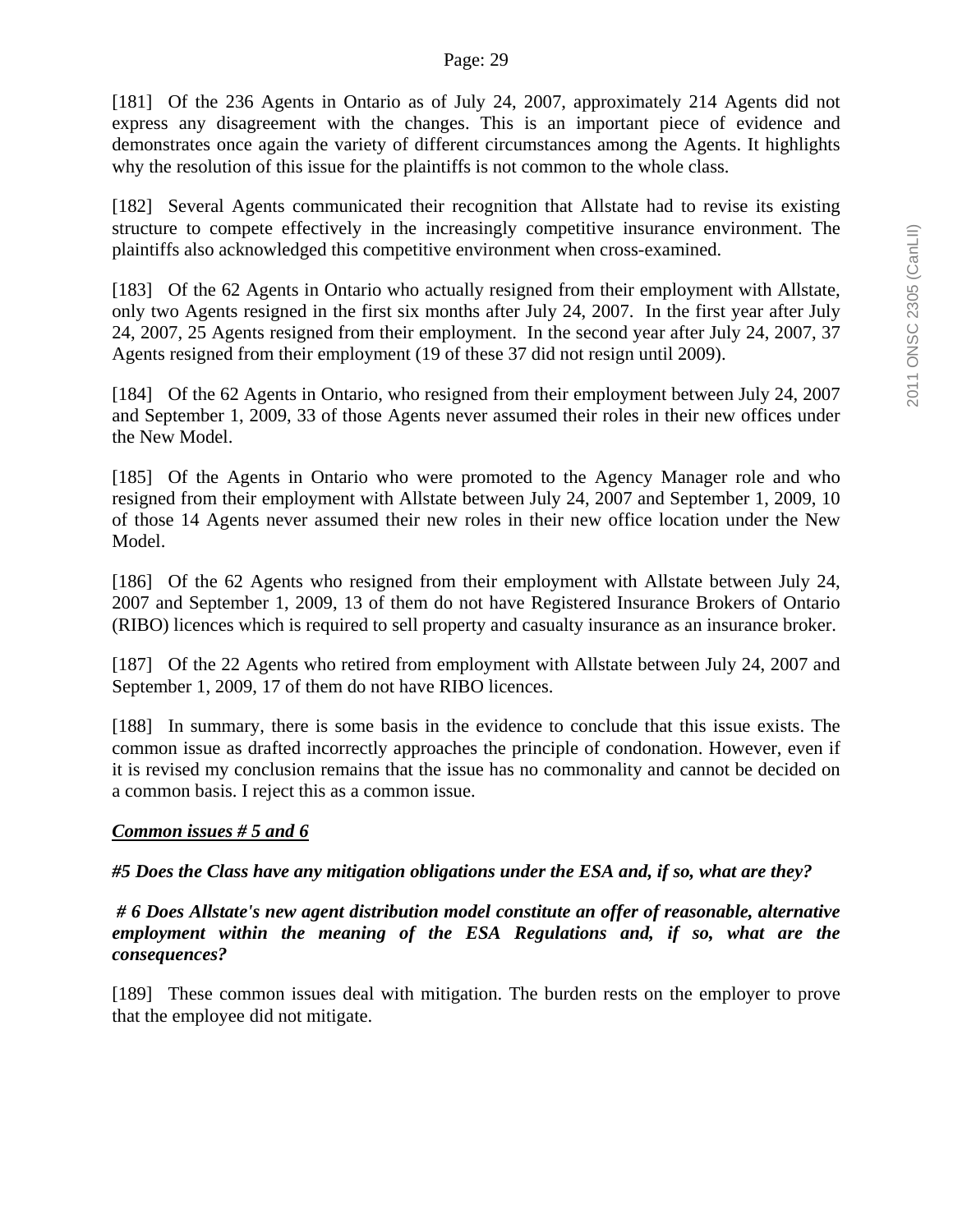[181] Of the 236 Agents in Ontario as of July 24, 2007, approximately 214 Agents did not express any disagreement with the changes. This is an important piece of evidence and demonstrates once again the variety of different circumstances among the Agents. It highlights why the resolution of this issue for the plaintiffs is not common to the whole class.

[182] Several Agents communicated their recognition that Allstate had to revise its existing structure to compete effectively in the increasingly competitive insurance environment. The plaintiffs also acknowledged this competitive environment when cross-examined.

[183] Of the 62 Agents in Ontario who actually resigned from their employment with Allstate, only two Agents resigned in the first six months after July 24, 2007. In the first year after July 24, 2007, 25 Agents resigned from their employment. In the second year after July 24, 2007, 37 Agents resigned from their employment (19 of these 37 did not resign until 2009).

[184] Of the 62 Agents in Ontario, who resigned from their employment between July 24, 2007 and September 1, 2009, 33 of those Agents never assumed their roles in their new offices under the New Model.

[185] Of the Agents in Ontario who were promoted to the Agency Manager role and who resigned from their employment with Allstate between July 24, 2007 and September 1, 2009, 10 of those 14 Agents never assumed their new roles in their new office location under the New Model.

[186] Of the 62 Agents who resigned from their employment with Allstate between July 24, 2007 and September 1, 2009, 13 of them do not have Registered Insurance Brokers of Ontario (RIBO) licences which is required to sell property and casualty insurance as an insurance broker.

[187] Of the 22 Agents who retired from employment with Allstate between July 24, 2007 and September 1, 2009, 17 of them do not have RIBO licences.

[188] In summary, there is some basis in the evidence to conclude that this issue exists. The common issue as drafted incorrectly approaches the principle of condonation. However, even if it is revised my conclusion remains that the issue has no commonality and cannot be decided on a common basis. I reject this as a common issue.

***<u>Common issues # 5 and 6</u>***

***#5 Does the Class have any mitigation obligations under the ESA and, if so, what are they?***

***# 6 Does Allstate's new agent distribution model constitute an offer of reasonable, alternative employment within the meaning of the ESA Regulations and, if so, what are the consequences?***

[189] These common issues deal with mitigation. The burden rests on the employer to prove that the employee did not mitigate.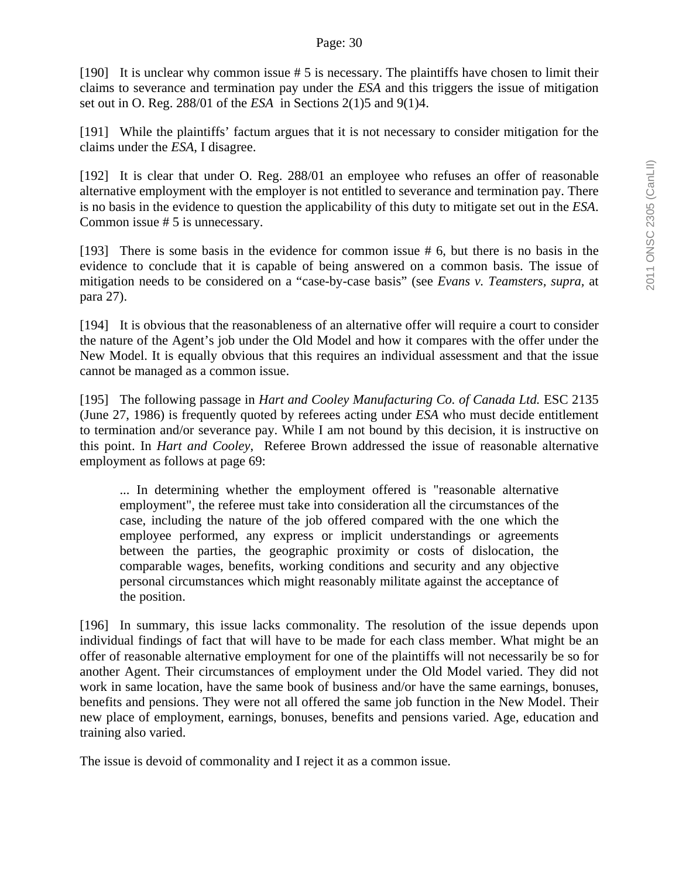[190] It is unclear why common issue # 5 is necessary. The plaintiffs have chosen to limit their claims to severance and termination pay under the *ESA* and this triggers the issue of mitigation set out in O. Reg. 288/01 of the *ESA* in Sections 2(1)5 and 9(1)4.

[191] While the plaintiffs' factum argues that it is not necessary to consider mitigation for the claims under the *ESA*, I disagree.

[192] It is clear that under O. Reg. 288/01 an employee who refuses an offer of reasonable alternative employment with the employer is not entitled to severance and termination pay. There is no basis in the evidence to question the applicability of this duty to mitigate set out in the *ESA*. Common issue # 5 is unnecessary.

[193] There is some basis in the evidence for common issue # 6, but there is no basis in the evidence to conclude that it is capable of being answered on a common basis. The issue of mitigation needs to be considered on a "case-by-case basis" (see *Evans v. Teamsters*, *supra*, at para 27).

[194] It is obvious that the reasonableness of an alternative offer will require a court to consider the nature of the Agent's job under the Old Model and how it compares with the offer under the New Model. It is equally obvious that this requires an individual assessment and that the issue cannot be managed as a common issue.

[195] The following passage in *Hart and Cooley Manufacturing Co. of Canada Ltd.* ESC 2135 (June 27, 1986) is frequently quoted by referees acting under *ESA* who must decide entitlement to termination and/or severance pay. While I am not bound by this decision, it is instructive on this point. In *Hart and Cooley*, Referee Brown addressed the issue of reasonable alternative employment as follows at page 69:

> ... In determining whether the employment offered is "reasonable alternative employment", the referee must take into consideration all the circumstances of the case, including the nature of the job offered compared with the one which the employee performed, any express or implicit understandings or agreements between the parties, the geographic proximity or costs of dislocation, the comparable wages, benefits, working conditions and security and any objective personal circumstances which might reasonably militate against the acceptance of the position.

[196] In summary, this issue lacks commonality. The resolution of the issue depends upon individual findings of fact that will have to be made for each class member. What might be an offer of reasonable alternative employment for one of the plaintiffs will not necessarily be so for another Agent. Their circumstances of employment under the Old Model varied. They did not work in same location, have the same book of business and/or have the same earnings, bonuses, benefits and pensions. They were not all offered the same job function in the New Model. Their new place of employment, earnings, bonuses, benefits and pensions varied. Age, education and training also varied.

The issue is devoid of commonality and I reject it as a common issue.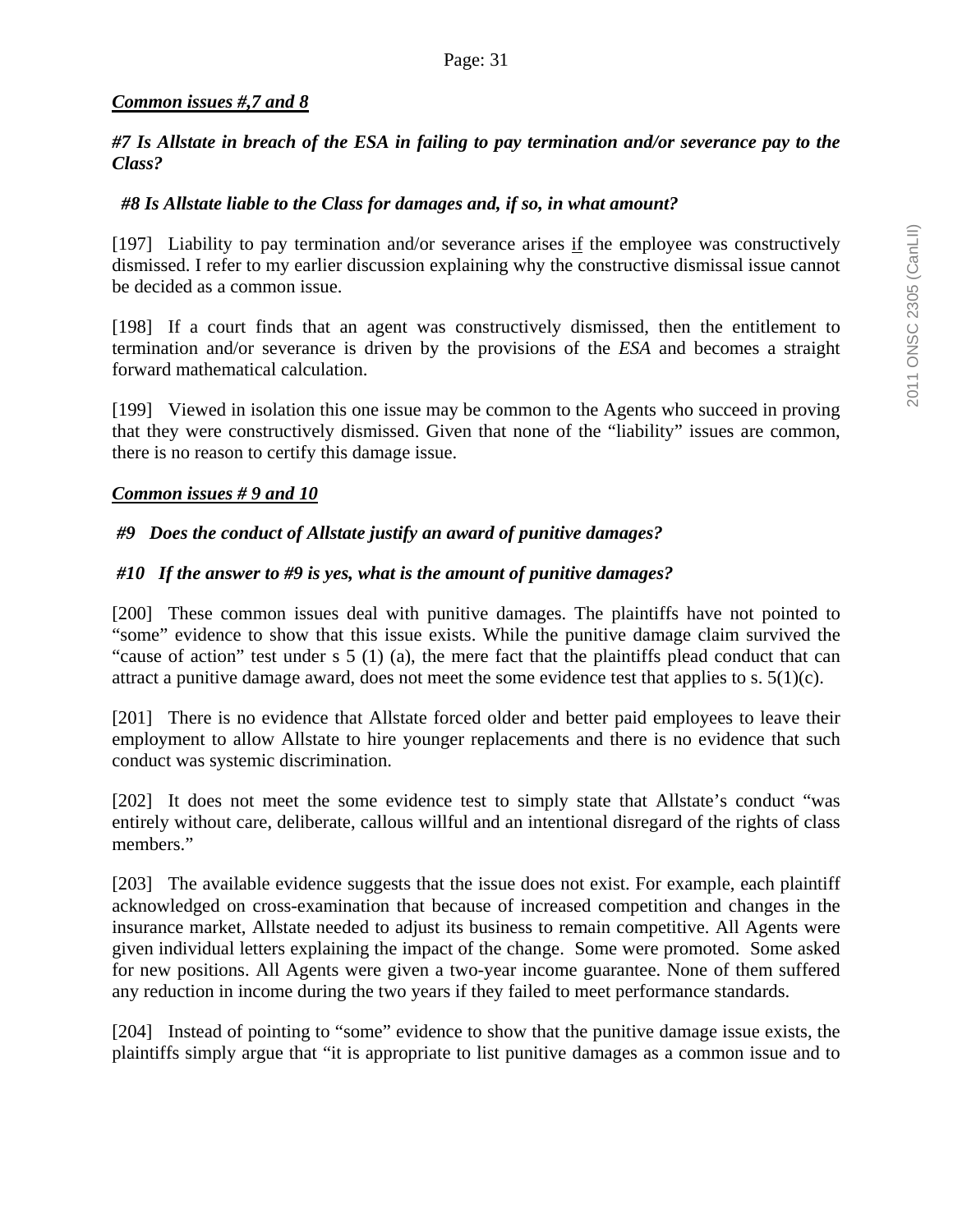***Common issues #,7 and 8***

***#7 Is Allstate in breach of the ESA in failing to pay termination and/or severance pay to the Class?***

***#8 Is Allstate liable to the Class for damages and, if so, in what amount?***

[197] Liability to pay termination and/or severance arises <u>if</u> the employee was constructively dismissed. I refer to my earlier discussion explaining why the constructive dismissal issue cannot be decided as a common issue.

[198] If a court finds that an agent was constructively dismissed, then the entitlement to termination and/or severance is driven by the provisions of the *ESA* and becomes a straight forward mathematical calculation.

[199] Viewed in isolation this one issue may be common to the Agents who succeed in proving that they were constructively dismissed. Given that none of the "liability" issues are common, there is no reason to certify this damage issue.

***Common issues # 9 and 10***

***#9 Does the conduct of Allstate justify an award of punitive damages?***

***#10 If the answer to #9 is yes, what is the amount of punitive damages?***

[200] These common issues deal with punitive damages. The plaintiffs have not pointed to "some" evidence to show that this issue exists. While the punitive damage claim survived the "cause of action" test under s 5 (1) (a), the mere fact that the plaintiffs plead conduct that can attract a punitive damage award, does not meet the some evidence test that applies to s. 5(1)(c).

[201] There is no evidence that Allstate forced older and better paid employees to leave their employment to allow Allstate to hire younger replacements and there is no evidence that such conduct was systemic discrimination.

[202] It does not meet the some evidence test to simply state that Allstate's conduct "was entirely without care, deliberate, callous willful and an intentional disregard of the rights of class members."

[203] The available evidence suggests that the issue does not exist. For example, each plaintiff acknowledged on cross-examination that because of increased competition and changes in the insurance market, Allstate needed to adjust its business to remain competitive. All Agents were given individual letters explaining the impact of the change. Some were promoted. Some asked for new positions. All Agents were given a two-year income guarantee. None of them suffered any reduction in income during the two years if they failed to meet performance standards.

[204] Instead of pointing to "some" evidence to show that the punitive damage issue exists, the plaintiffs simply argue that "it is appropriate to list punitive damages as a common issue and to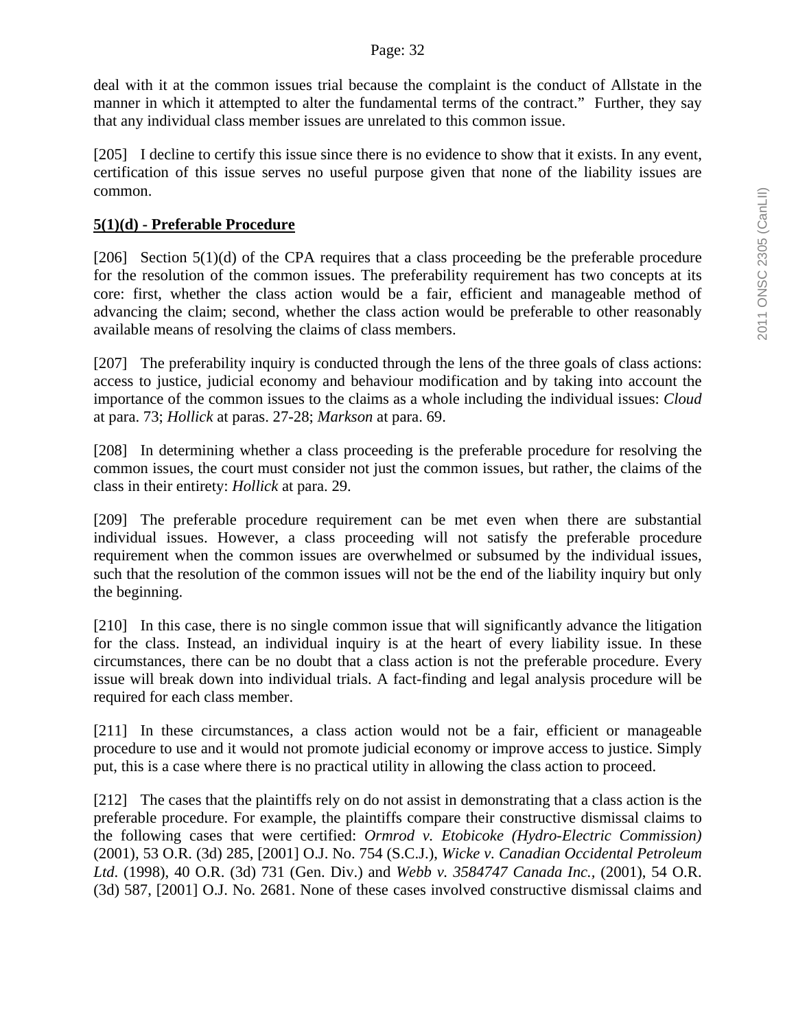deal with it at the common issues trial because the complaint is the conduct of Allstate in the manner in which it attempted to alter the fundamental terms of the contract." Further, they say that any individual class member issues are unrelated to this common issue.

[205] I decline to certify this issue since there is no evidence to show that it exists. In any event, certification of this issue serves no useful purpose given that none of the liability issues are common.

**5(1)(d) - Preferable Procedure**

[206] Section 5(1)(d) of the CPA requires that a class proceeding be the preferable procedure for the resolution of the common issues. The preferability requirement has two concepts at its core: first, whether the class action would be a fair, efficient and manageable method of advancing the claim; second, whether the class action would be preferable to other reasonably available means of resolving the claims of class members.

[207] The preferability inquiry is conducted through the lens of the three goals of class actions: access to justice, judicial economy and behaviour modification and by taking into account the importance of the common issues to the claims as a whole including the individual issues: *Cloud* at para. 73; *Hollick* at paras. 27-28; *Markson* at para. 69.

[208] In determining whether a class proceeding is the preferable procedure for resolving the common issues, the court must consider not just the common issues, but rather, the claims of the class in their entirety: *Hollick* at para. 29.

[209] The preferable procedure requirement can be met even when there are substantial individual issues. However, a class proceeding will not satisfy the preferable procedure requirement when the common issues are overwhelmed or subsumed by the individual issues, such that the resolution of the common issues will not be the end of the liability inquiry but only the beginning.

[210] In this case, there is no single common issue that will significantly advance the litigation for the class. Instead, an individual inquiry is at the heart of every liability issue. In these circumstances, there can be no doubt that a class action is not the preferable procedure. Every issue will break down into individual trials. A fact-finding and legal analysis procedure will be required for each class member.

[211] In these circumstances, a class action would not be a fair, efficient or manageable procedure to use and it would not promote judicial economy or improve access to justice. Simply put, this is a case where there is no practical utility in allowing the class action to proceed.

[212] The cases that the plaintiffs rely on do not assist in demonstrating that a class action is the preferable procedure. For example, the plaintiffs compare their constructive dismissal claims to the following cases that were certified: *Ormrod v. Etobicoke (Hydro-Electric Commission)* (2001), 53 O.R. (3d) 285, [2001] O.J. No. 754 (S.C.J.), *Wicke v. Canadian Occidental Petroleum Ltd.* (1998), 40 O.R. (3d) 731 (Gen. Div.) and *Webb v. 3584747 Canada Inc.*, (2001), 54 O.R. (3d) 587, [2001] O.J. No. 2681. None of these cases involved constructive dismissal claims and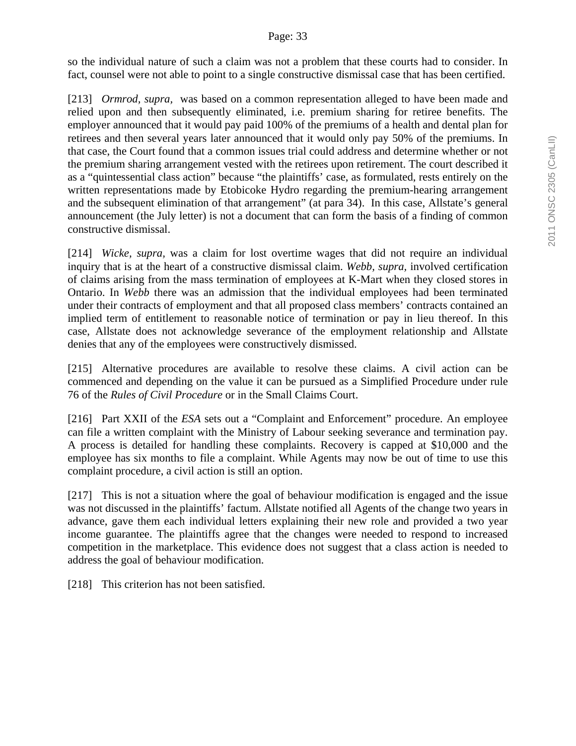so the individual nature of such a claim was not a problem that these courts had to consider. In fact, counsel were not able to point to a single constructive dismissal case that has been certified.

[213] *Ormrod, supra,* was based on a common representation alleged to have been made and relied upon and then subsequently eliminated, i.e. premium sharing for retiree benefits. The employer announced that it would pay paid 100% of the premiums of a health and dental plan for retirees and then several years later announced that it would only pay 50% of the premiums. In that case, the Court found that a common issues trial could address and determine whether or not the premium sharing arrangement vested with the retirees upon retirement. The court described it as a "quintessential class action" because "the plaintiffs' case, as formulated, rests entirely on the written representations made by Etobicoke Hydro regarding the premium-hearing arrangement and the subsequent elimination of that arrangement" (at para 34). In this case, Allstate's general announcement (the July letter) is not a document that can form the basis of a finding of common constructive dismissal.

[214] *Wicke, supra,* was a claim for lost overtime wages that did not require an individual inquiry that is at the heart of a constructive dismissal claim. *Webb, supra*, involved certification of claims arising from the mass termination of employees at K-Mart when they closed stores in Ontario. In *Webb* there was an admission that the individual employees had been terminated under their contracts of employment and that all proposed class members' contracts contained an implied term of entitlement to reasonable notice of termination or pay in lieu thereof. In this case, Allstate does not acknowledge severance of the employment relationship and Allstate denies that any of the employees were constructively dismissed.

[215] Alternative procedures are available to resolve these claims. A civil action can be commenced and depending on the value it can be pursued as a Simplified Procedure under rule 76 of the *Rules of Civil Procedure* or in the Small Claims Court.

[216] Part XXII of the *ESA* sets out a "Complaint and Enforcement" procedure. An employee can file a written complaint with the Ministry of Labour seeking severance and termination pay. A process is detailed for handling these complaints. Recovery is capped at $10,000 and the employee has six months to file a complaint. While Agents may now be out of time to use this complaint procedure, a civil action is still an option.

[217] This is not a situation where the goal of behaviour modification is engaged and the issue was not discussed in the plaintiffs' factum. Allstate notified all Agents of the change two years in advance, gave them each individual letters explaining their new role and provided a two year income guarantee. The plaintiffs agree that the changes were needed to respond to increased competition in the marketplace. This evidence does not suggest that a class action is needed to address the goal of behaviour modification.

[218] This criterion has not been satisfied.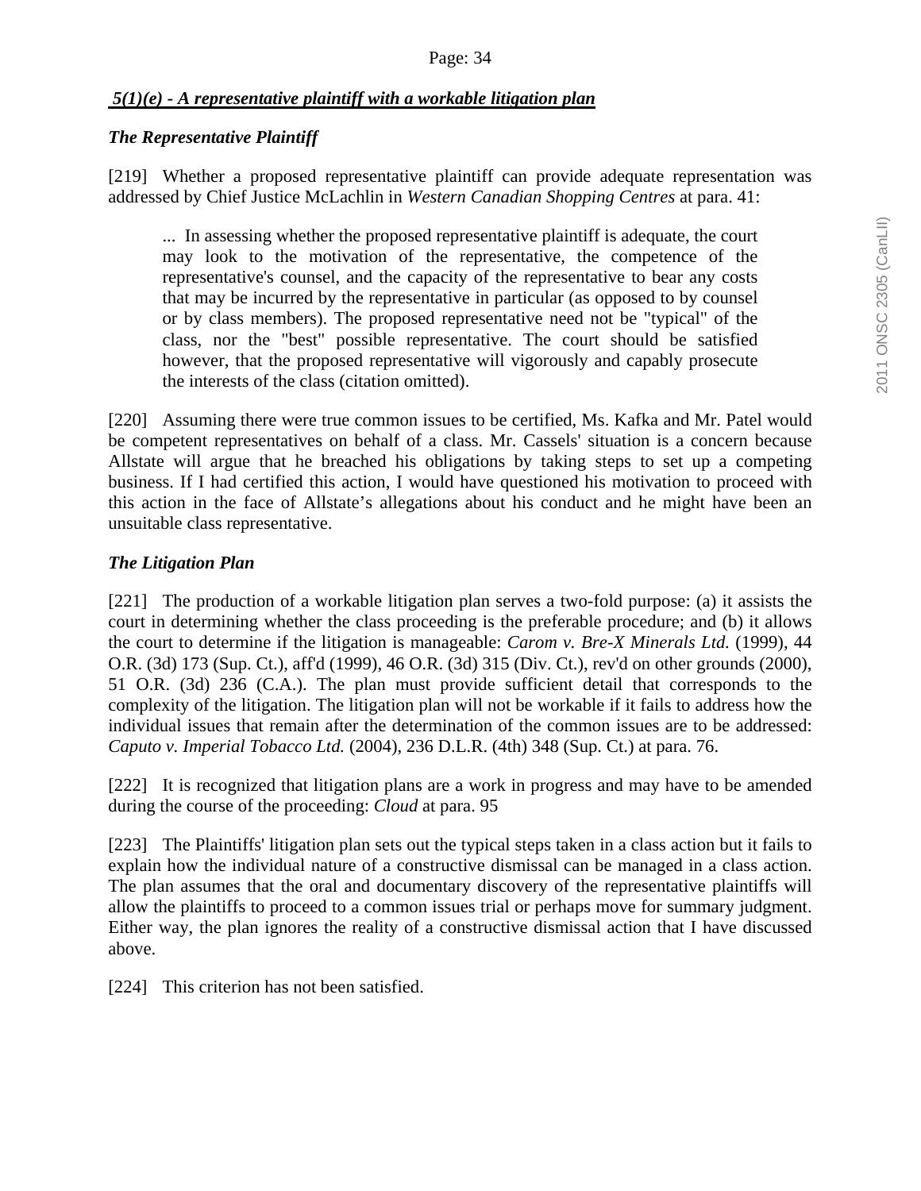### *5(1)(e) - A representative plaintiff with a workable litigation plan*

#### *The Representative Plaintiff*

[219] Whether a proposed representative plaintiff can provide adequate representation was addressed by Chief Justice McLachlin in *Western Canadian Shopping Centres* at para. 41:

> ... In assessing whether the proposed representative plaintiff is adequate, the court may look to the motivation of the representative, the competence of the representative's counsel, and the capacity of the representative to bear any costs that may be incurred by the representative in particular (as opposed to by counsel or by class members). The proposed representative need not be "typical" of the class, nor the "best" possible representative. The court should be satisfied however, that the proposed representative will vigorously and capably prosecute the interests of the class (citation omitted).

[220] Assuming there were true common issues to be certified, Ms. Kafka and Mr. Patel would be competent representatives on behalf of a class. Mr. Cassels' situation is a concern because Allstate will argue that he breached his obligations by taking steps to set up a competing business. If I had certified this action, I would have questioned his motivation to proceed with this action in the face of Allstate's allegations about his conduct and he might have been an unsuitable class representative.

#### *The Litigation Plan*

[221] The production of a workable litigation plan serves a two-fold purpose: (a) it assists the court in determining whether the class proceeding is the preferable procedure; and (b) it allows the court to determine if the litigation is manageable: *Carom v. Bre-X Minerals Ltd.* (1999), 44 O.R. (3d) 173 (Sup. Ct.), aff'd (1999), 46 O.R. (3d) 315 (Div. Ct.), rev'd on other grounds (2000), 51 O.R. (3d) 236 (C.A.). The plan must provide sufficient detail that corresponds to the complexity of the litigation. The litigation plan will not be workable if it fails to address how the individual issues that remain after the determination of the common issues are to be addressed: *Caputo v. Imperial Tobacco Ltd.* (2004), 236 D.L.R. (4th) 348 (Sup. Ct.) at para. 76.

[222] It is recognized that litigation plans are a work in progress and may have to be amended during the course of the proceeding: *Cloud* at para. 95

[223] The Plaintiffs' litigation plan sets out the typical steps taken in a class action but it fails to explain how the individual nature of a constructive dismissal can be managed in a class action. The plan assumes that the oral and documentary discovery of the representative plaintiffs will allow the plaintiffs to proceed to a common issues trial or perhaps move for summary judgment. Either way, the plan ignores the reality of a constructive dismissal action that I have discussed above.

[224] This criterion has not been satisfied.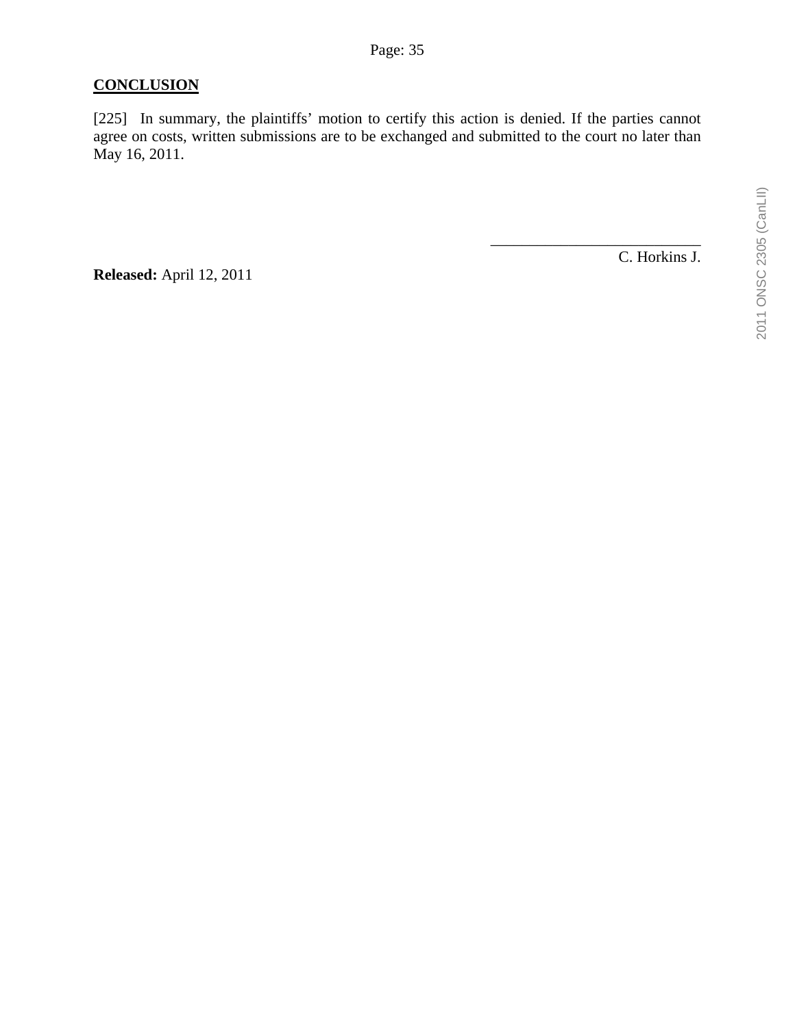**CONCLUSION**

[225] In summary, the plaintiffs' motion to certify this action is denied. If the parties cannot agree on costs, written submissions are to be exchanged and submitted to the court no later than May 16, 2011.

___________________________

C. Horkins J.

**Released:** April 12, 2011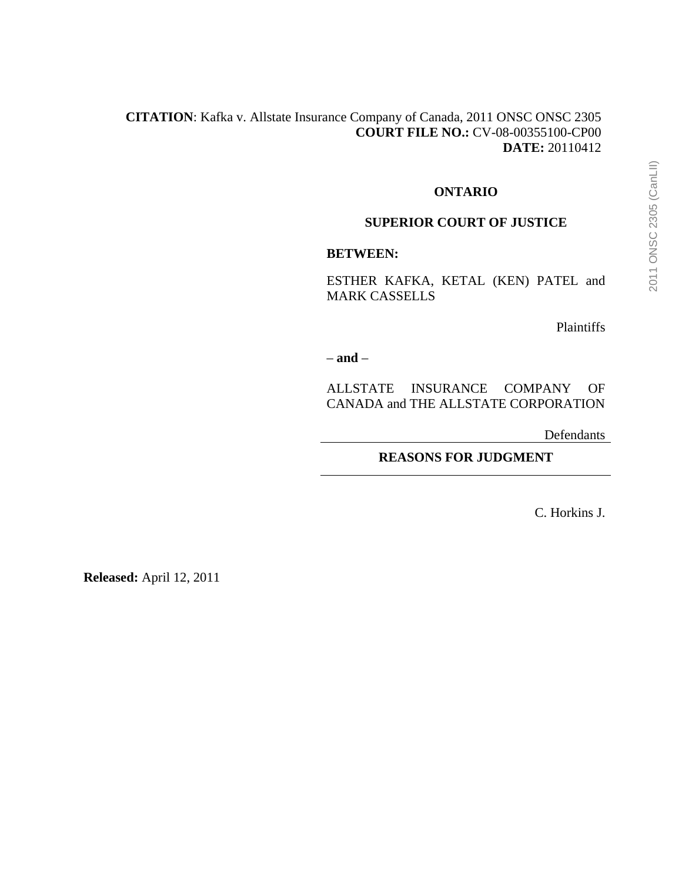**CITATION**: Kafka v. Allstate Insurance Company of Canada, 2011 ONSC ONSC 2305
**COURT FILE NO.:** CV-08-00355100-CP00
**DATE:** 20110412

**ONTARIO**

**SUPERIOR COURT OF JUSTICE**

**BETWEEN:**

ESTHER KAFKA, KETAL (KEN) PATEL and MARK CASSELLS

Plaintiffs

– **and** –

ALLSTATE INSURANCE COMPANY OF CANADA and THE ALLSTATE CORPORATION

Defendants

**REASONS FOR JUDGMENT**

C. Horkins J.

**Released:** April 12, 2011